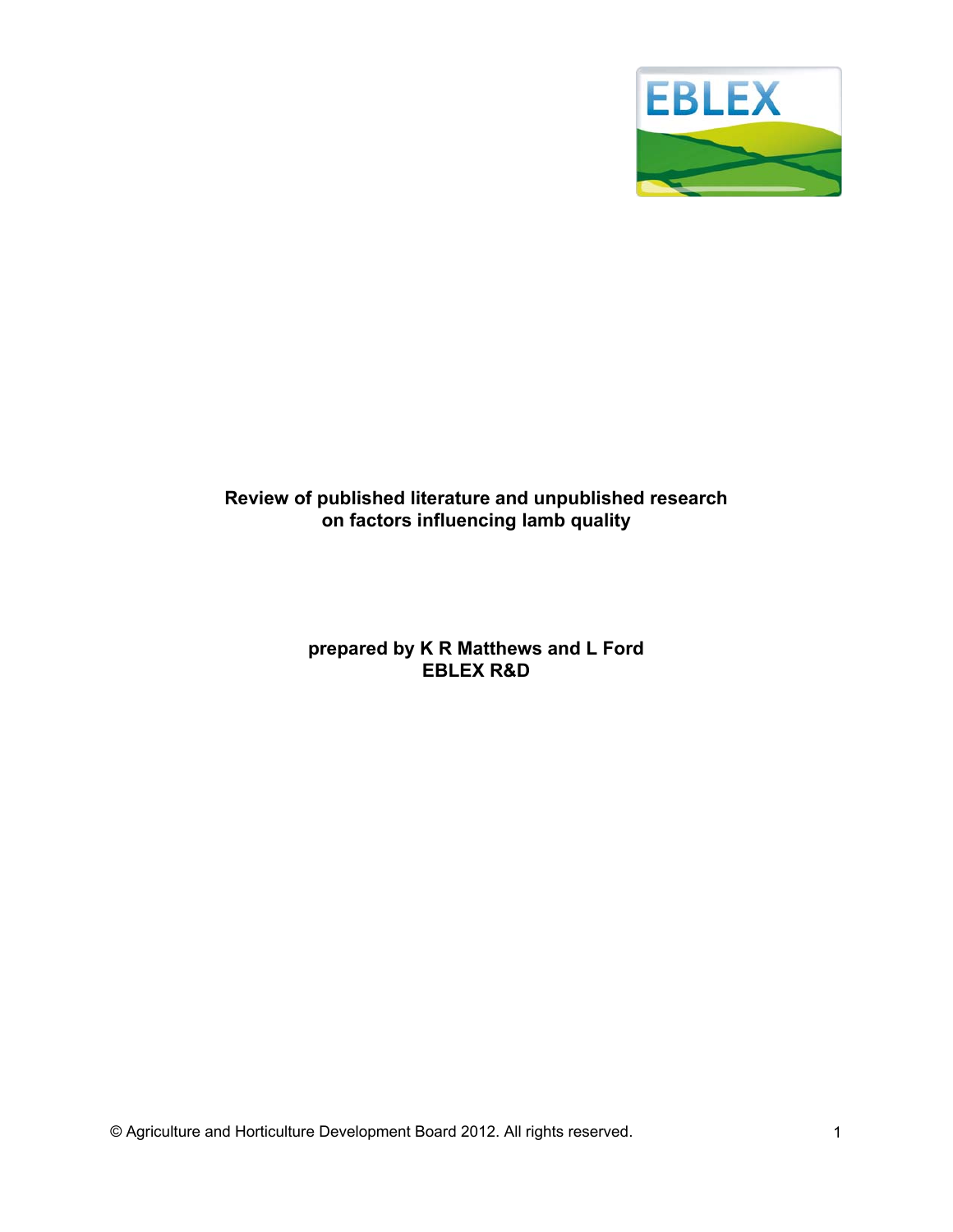# Review of published literature and unpublished research on factors influencing lamb quality

**prepared by K R Matthews and L Ford**
**EBLEX R&D**

© Agriculture and Horticulture Development Board 2012. All rights reserved.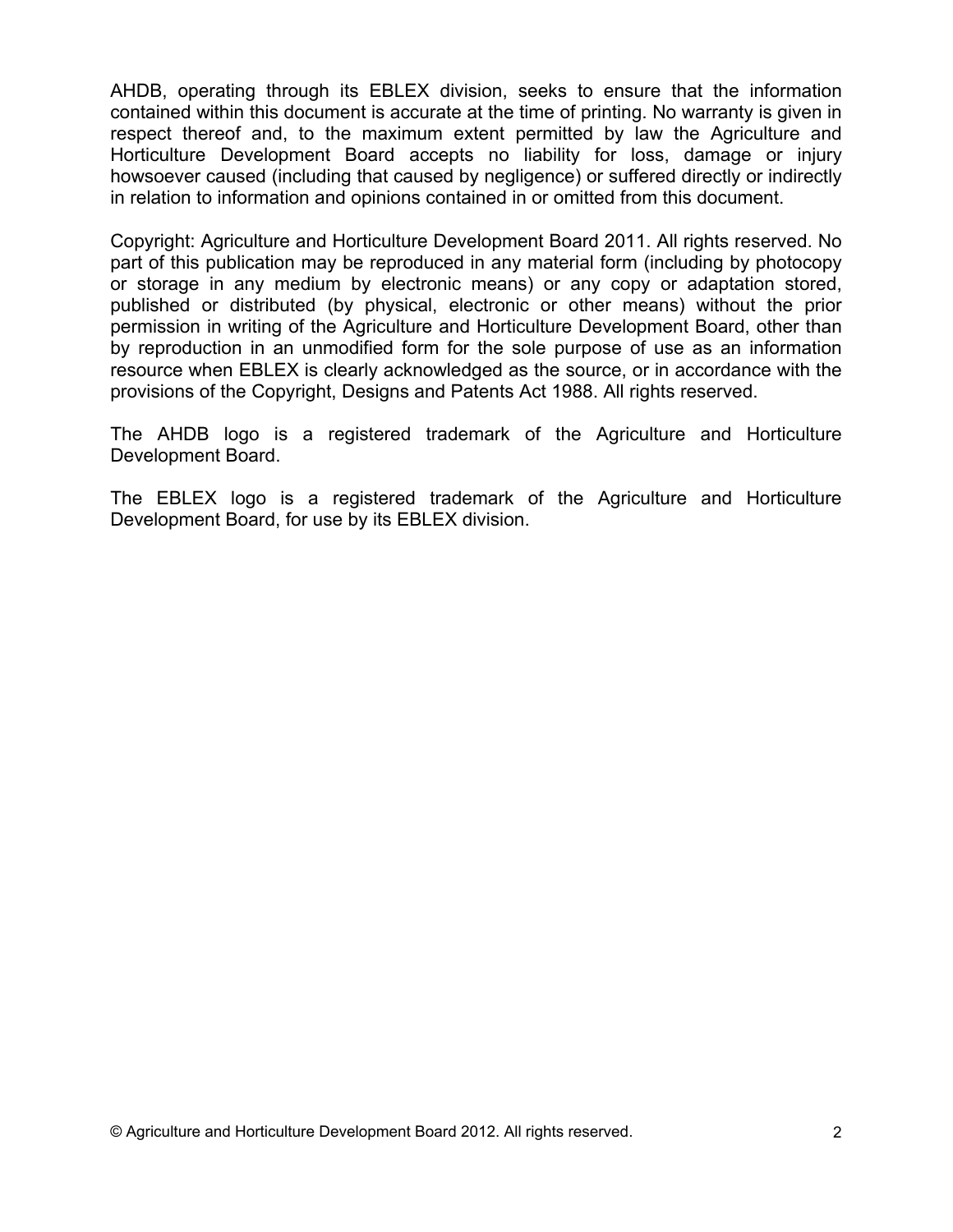AHDB, operating through its EBLEX division, seeks to ensure that the information contained within this document is accurate at the time of printing. No warranty is given in respect thereof and, to the maximum extent permitted by law the Agriculture and Horticulture Development Board accepts no liability for loss, damage or injury howsoever caused (including that caused by negligence) or suffered directly or indirectly in relation to information and opinions contained in or omitted from this document.

Copyright: Agriculture and Horticulture Development Board 2011. All rights reserved. No part of this publication may be reproduced in any material form (including by photocopy or storage in any medium by electronic means) or any copy or adaptation stored, published or distributed (by physical, electronic or other means) without the prior permission in writing of the Agriculture and Horticulture Development Board, other than by reproduction in an unmodified form for the sole purpose of use as an information resource when EBLEX is clearly acknowledged as the source, or in accordance with the provisions of the Copyright, Designs and Patents Act 1988. All rights reserved.

The AHDB logo is a registered trademark of the Agriculture and Horticulture Development Board.

The EBLEX logo is a registered trademark of the Agriculture and Horticulture Development Board, for use by its EBLEX division.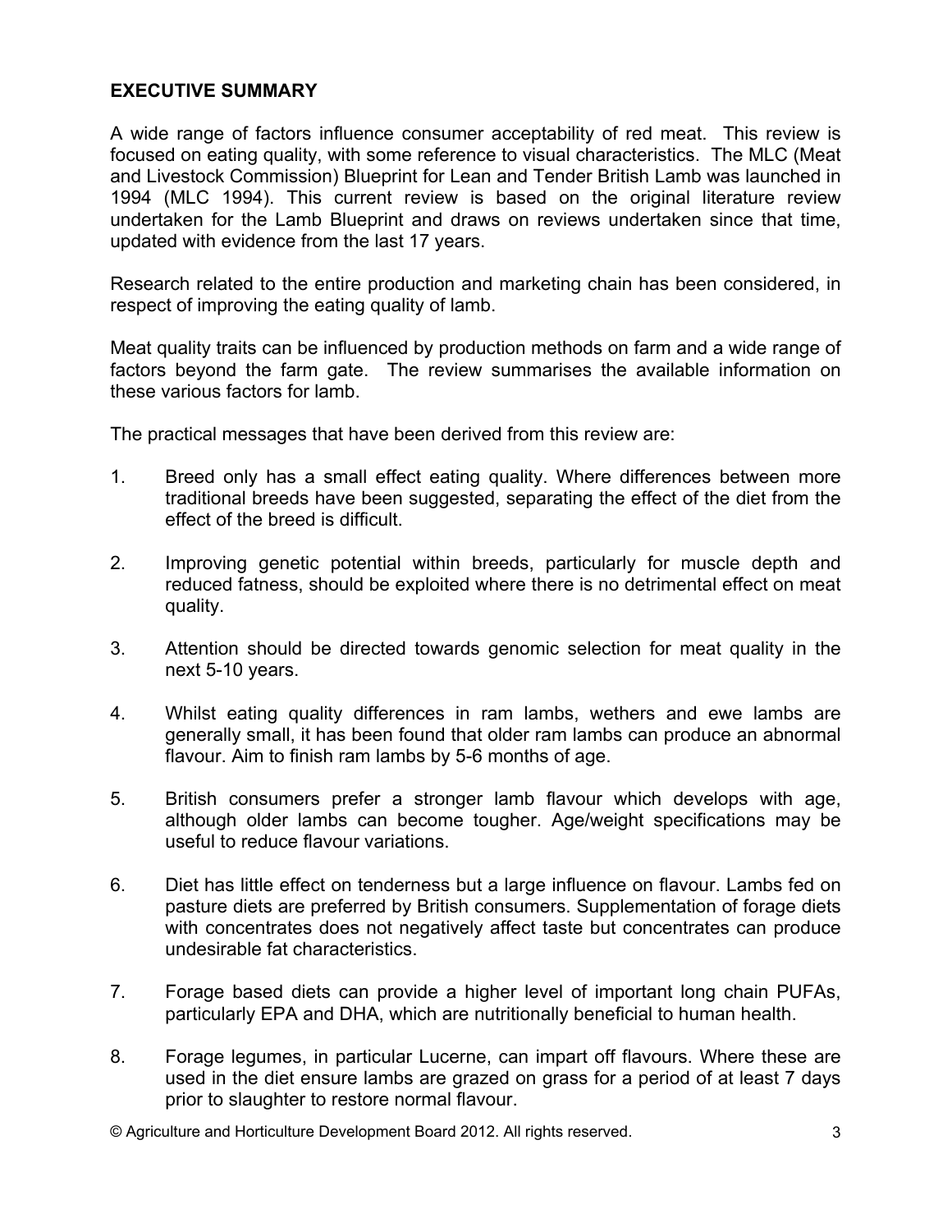## EXECUTIVE SUMMARY

A wide range of factors influence consumer acceptability of red meat. This review is focused on eating quality, with some reference to visual characteristics. The MLC (Meat and Livestock Commission) Blueprint for Lean and Tender British Lamb was launched in 1994 (MLC 1994). This current review is based on the original literature review undertaken for the Lamb Blueprint and draws on reviews undertaken since that time, updated with evidence from the last 17 years.

Research related to the entire production and marketing chain has been considered, in respect of improving the eating quality of lamb.

Meat quality traits can be influenced by production methods on farm and a wide range of factors beyond the farm gate. The review summarises the available information on these various factors for lamb.

The practical messages that have been derived from this review are:

1. Breed only has a small effect eating quality. Where differences between more traditional breeds have been suggested, separating the effect of the diet from the effect of the breed is difficult.
2. Improving genetic potential within breeds, particularly for muscle depth and reduced fatness, should be exploited where there is no detrimental effect on meat quality.
3. Attention should be directed towards genomic selection for meat quality in the next 5-10 years.
4. Whilst eating quality differences in ram lambs, wethers and ewe lambs are generally small, it has been found that older ram lambs can produce an abnormal flavour. Aim to finish ram lambs by 5-6 months of age.
5. British consumers prefer a stronger lamb flavour which develops with age, although older lambs can become tougher. Age/weight specifications may be useful to reduce flavour variations.
6. Diet has little effect on tenderness but a large influence on flavour. Lambs fed on pasture diets are preferred by British consumers. Supplementation of forage diets with concentrates does not negatively affect taste but concentrates can produce undesirable fat characteristics.
7. Forage based diets can provide a higher level of important long chain PUFAs, particularly EPA and DHA, which are nutritionally beneficial to human health.
8. Forage legumes, in particular Lucerne, can impart off flavours. Where these are used in the diet ensure lambs are grazed on grass for a period of at least 7 days prior to slaughter to restore normal flavour.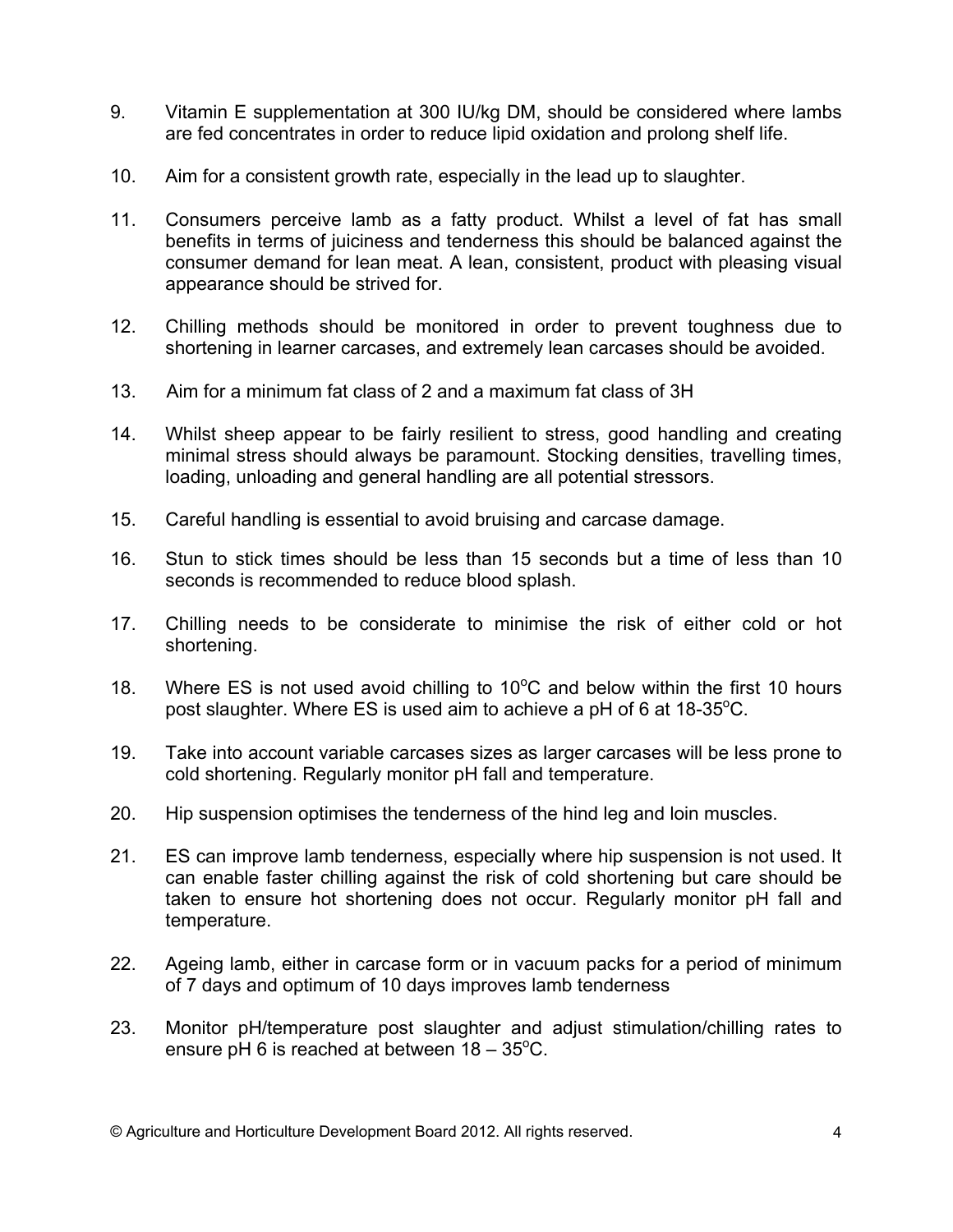9. Vitamin E supplementation at 300 IU/kg DM, should be considered where lambs are fed concentrates in order to reduce lipid oxidation and prolong shelf life.

10. Aim for a consistent growth rate, especially in the lead up to slaughter.

11. Consumers perceive lamb as a fatty product. Whilst a level of fat has small benefits in terms of juiciness and tenderness this should be balanced against the consumer demand for lean meat. A lean, consistent, product with pleasing visual appearance should be strived for.

12. Chilling methods should be monitored in order to prevent toughness due to shortening in learner carcases, and extremely lean carcases should be avoided.

13. Aim for a minimum fat class of 2 and a maximum fat class of 3H

14. Whilst sheep appear to be fairly resilient to stress, good handling and creating minimal stress should always be paramount. Stocking densities, travelling times, loading, unloading and general handling are all potential stressors.

15. Careful handling is essential to avoid bruising and carcase damage.

16. Stun to stick times should be less than 15 seconds but a time of less than 10 seconds is recommended to reduce blood splash.

17. Chilling needs to be considerate to minimise the risk of either cold or hot shortening.

18. Where ES is not used avoid chilling to 10°C and below within the first 10 hours post slaughter. Where ES is used aim to achieve a pH of 6 at 18-35°C.

19. Take into account variable carcases sizes as larger carcases will be less prone to cold shortening. Regularly monitor pH fall and temperature.

20. Hip suspension optimises the tenderness of the hind leg and loin muscles.

21. ES can improve lamb tenderness, especially where hip suspension is not used. It can enable faster chilling against the risk of cold shortening but care should be taken to ensure hot shortening does not occur. Regularly monitor pH fall and temperature.

22. Ageing lamb, either in carcase form or in vacuum packs for a period of minimum of 7 days and optimum of 10 days improves lamb tenderness

23. Monitor pH/temperature post slaughter and adjust stimulation/chilling rates to ensure pH 6 is reached at between 18 – 35°C.

© Agriculture and Horticulture Development Board 2012. All rights reserved.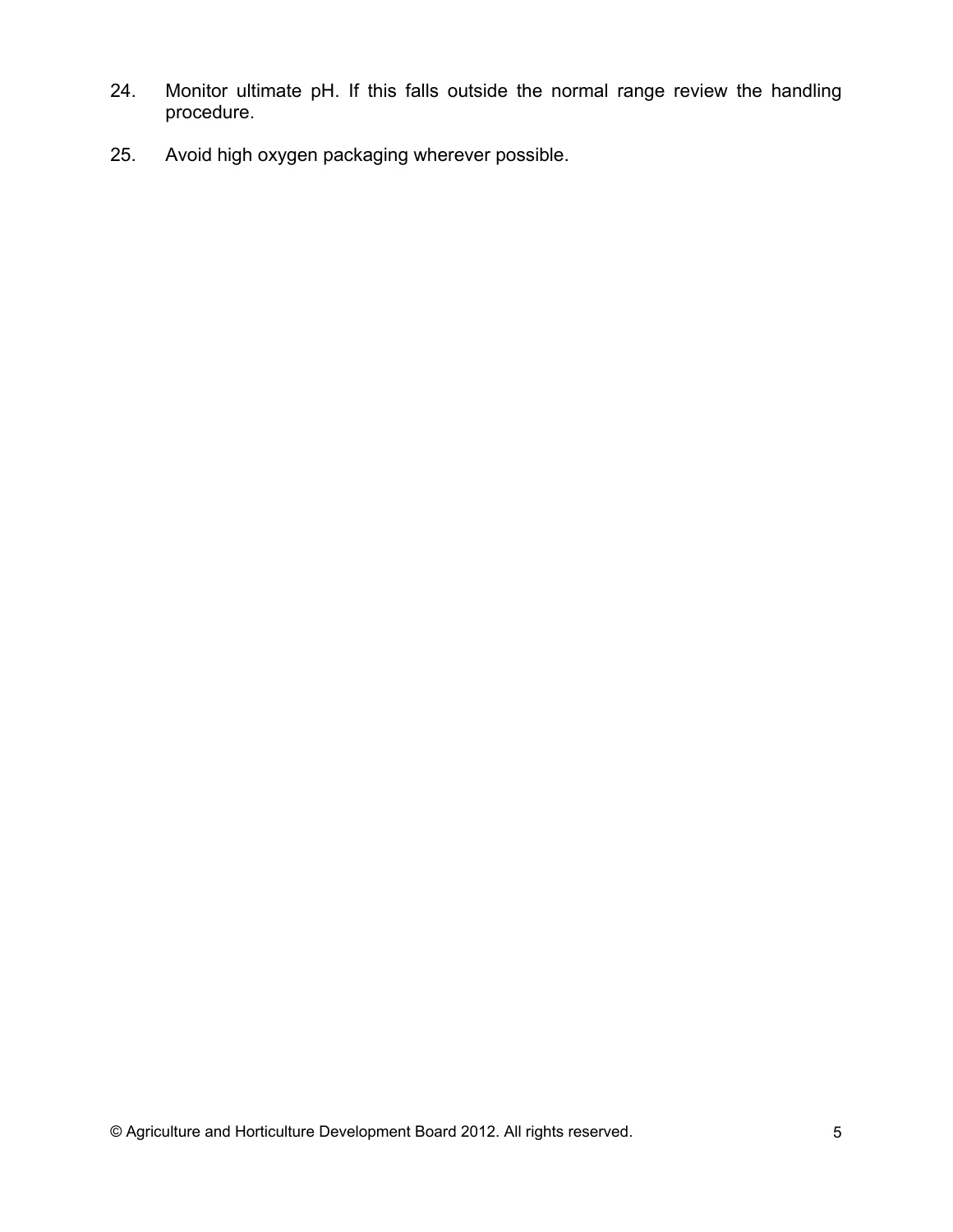24. Monitor ultimate pH. If this falls outside the normal range review the handling procedure.

25. Avoid high oxygen packaging wherever possible.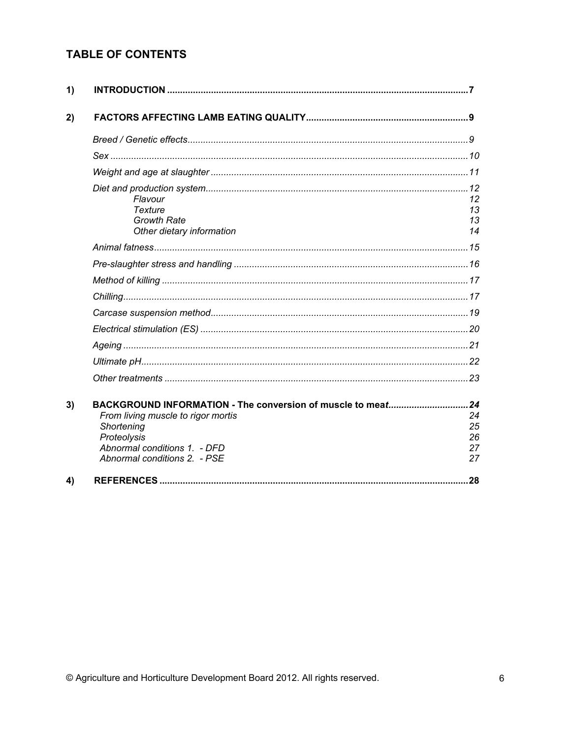## TABLE OF CONTENTS

1) **INTRODUCTION** .................................................................. 7

2) **FACTORS AFFECTING LAMB EATING QUALITY** .......................................... 9

- *Breed / Genetic effects* ............................................................ 9
- *Sex* ................................................................................ 10
- *Weight and age at slaughter* ......................................................... 11
- *Diet and production system* .......................................................... 12
  - *Flavour* 12
  - *Texture* 13
  - *Growth Rate* 13
  - *Other dietary information* 14
- *Animal fatness* ...................................................................... 15
- *Pre-slaughter stress and handling* ................................................... 16
- *Method of killing* ................................................................... 17
- *Chilling* ............................................................................ 17
- *Carcase suspension method* ........................................................... 19
- *Electrical stimulation (ES)* ......................................................... 20
- *Ageing* .............................................................................. 21
- *Ultimate pH* ......................................................................... 22
- *Other treatments* .................................................................... 23

3) **BACKGROUND INFORMATION - The conversion of muscle to meat** ........................ 24

- *From living muscle to rigor mortis* 24
- *Shortening* 25
- *Proteolysis* 26
- *Abnormal conditions 1. - DFD* 27
- *Abnormal conditions 2. - PSE* 27

4) **REFERENCES** ..................................................................... 28

© Agriculture and Horticulture Development Board 2012. All rights reserved.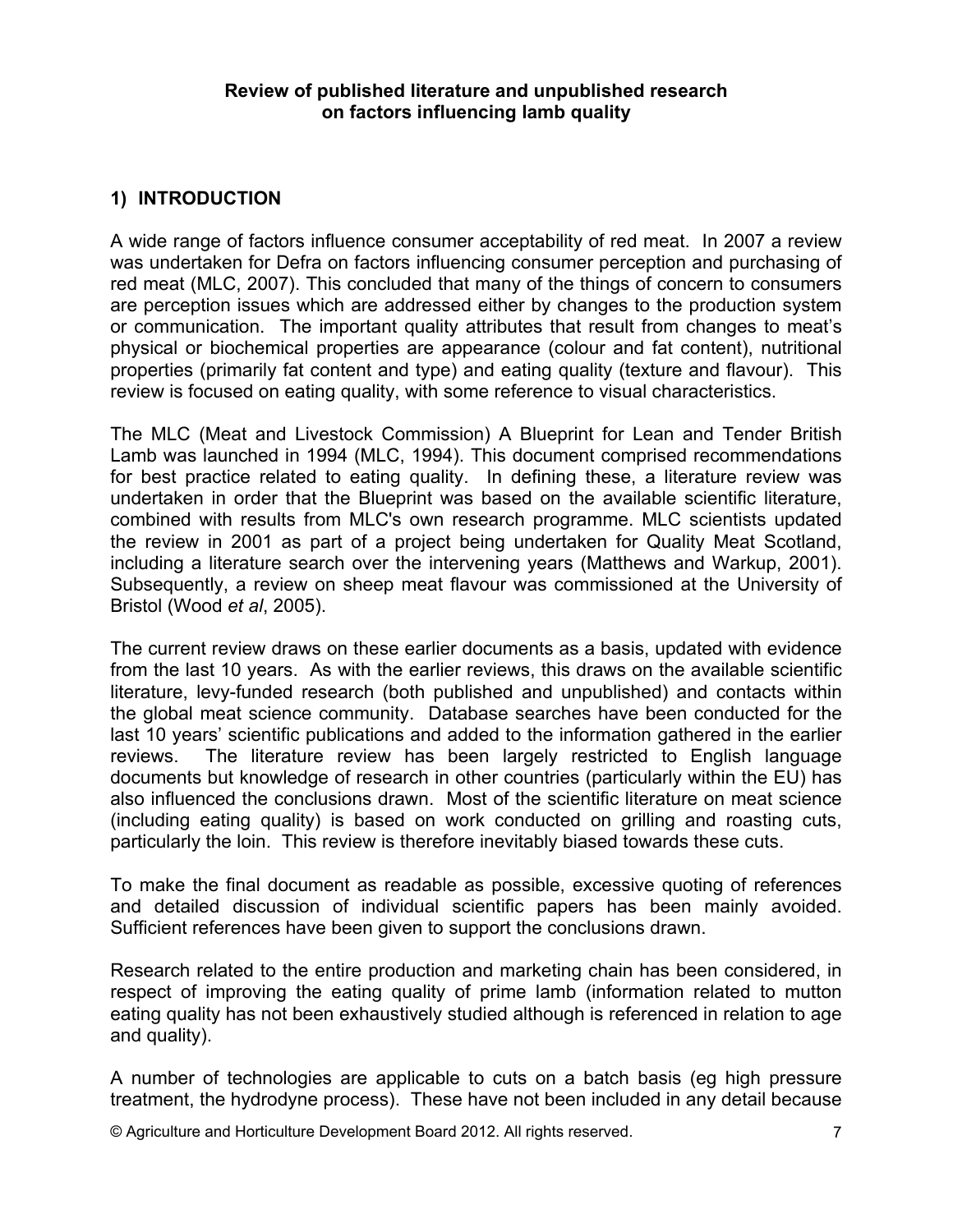**Review of published literature and unpublished research on factors influencing lamb quality**

## 1) INTRODUCTION

A wide range of factors influence consumer acceptability of red meat. In 2007 a review was undertaken for Defra on factors influencing consumer perception and purchasing of red meat (MLC, 2007). This concluded that many of the things of concern to consumers are perception issues which are addressed either by changes to the production system or communication. The important quality attributes that result from changes to meat's physical or biochemical properties are appearance (colour and fat content), nutritional properties (primarily fat content and type) and eating quality (texture and flavour). This review is focused on eating quality, with some reference to visual characteristics.

The MLC (Meat and Livestock Commission) A Blueprint for Lean and Tender British Lamb was launched in 1994 (MLC, 1994). This document comprised recommendations for best practice related to eating quality. In defining these, a literature review was undertaken in order that the Blueprint was based on the available scientific literature, combined with results from MLC's own research programme. MLC scientists updated the review in 2001 as part of a project being undertaken for Quality Meat Scotland, including a literature search over the intervening years (Matthews and Warkup, 2001). Subsequently, a review on sheep meat flavour was commissioned at the University of Bristol (Wood *et al*, 2005).

The current review draws on these earlier documents as a basis, updated with evidence from the last 10 years. As with the earlier reviews, this draws on the available scientific literature, levy-funded research (both published and unpublished) and contacts within the global meat science community. Database searches have been conducted for the last 10 years' scientific publications and added to the information gathered in the earlier reviews. The literature review has been largely restricted to English language documents but knowledge of research in other countries (particularly within the EU) has also influenced the conclusions drawn. Most of the scientific literature on meat science (including eating quality) is based on work conducted on grilling and roasting cuts, particularly the loin. This review is therefore inevitably biased towards these cuts.

To make the final document as readable as possible, excessive quoting of references and detailed discussion of individual scientific papers has been mainly avoided. Sufficient references have been given to support the conclusions drawn.

Research related to the entire production and marketing chain has been considered, in respect of improving the eating quality of prime lamb (information related to mutton eating quality has not been exhaustively studied although is referenced in relation to age and quality).

A number of technologies are applicable to cuts on a batch basis (eg high pressure treatment, the hydrodyne process). These have not been included in any detail because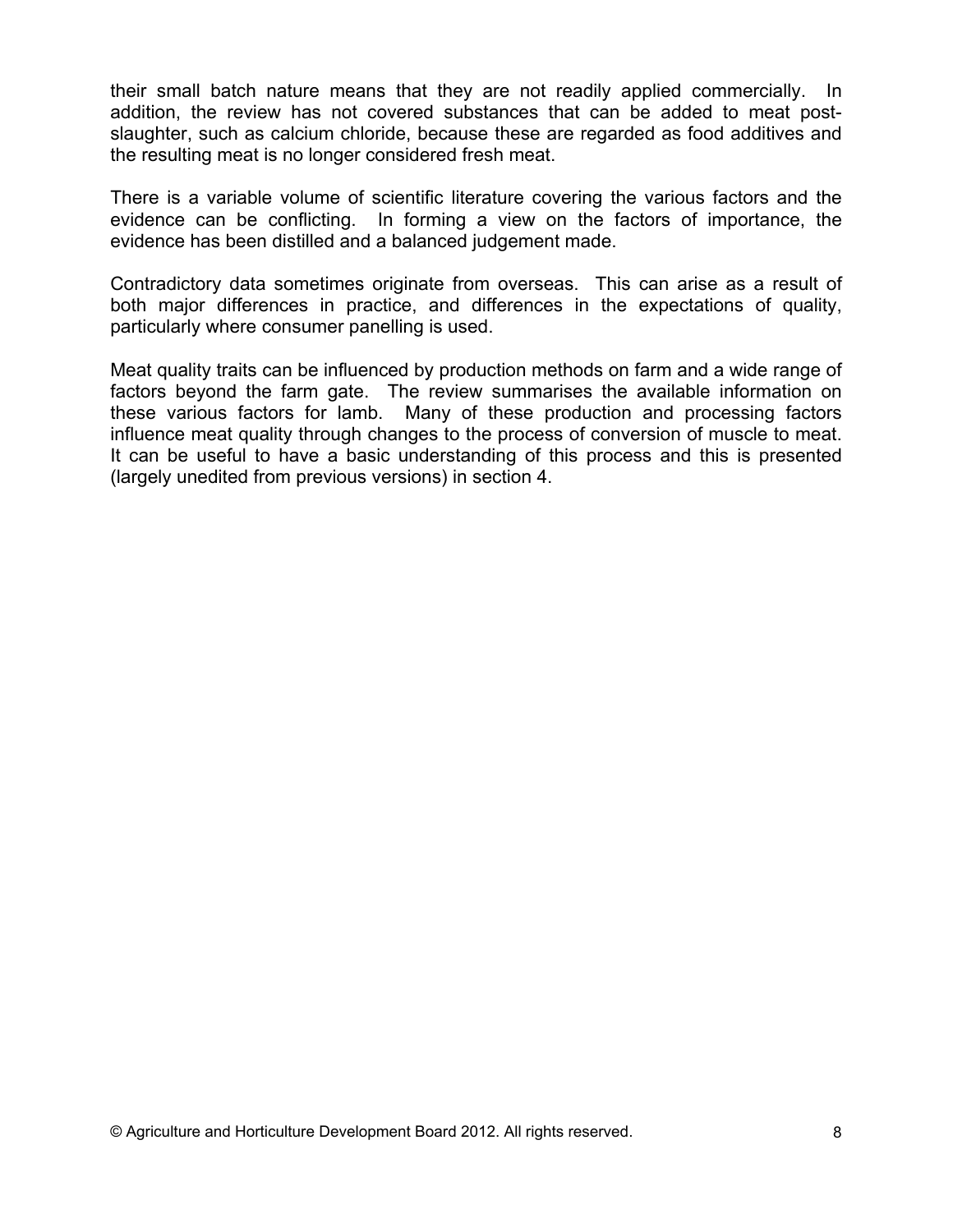their small batch nature means that they are not readily applied commercially. In addition, the review has not covered substances that can be added to meat post-slaughter, such as calcium chloride, because these are regarded as food additives and the resulting meat is no longer considered fresh meat.

There is a variable volume of scientific literature covering the various factors and the evidence can be conflicting. In forming a view on the factors of importance, the evidence has been distilled and a balanced judgement made.

Contradictory data sometimes originate from overseas. This can arise as a result of both major differences in practice, and differences in the expectations of quality, particularly where consumer panelling is used.

Meat quality traits can be influenced by production methods on farm and a wide range of factors beyond the farm gate. The review summarises the available information on these various factors for lamb. Many of these production and processing factors influence meat quality through changes to the process of conversion of muscle to meat. It can be useful to have a basic understanding of this process and this is presented (largely unedited from previous versions) in section 4.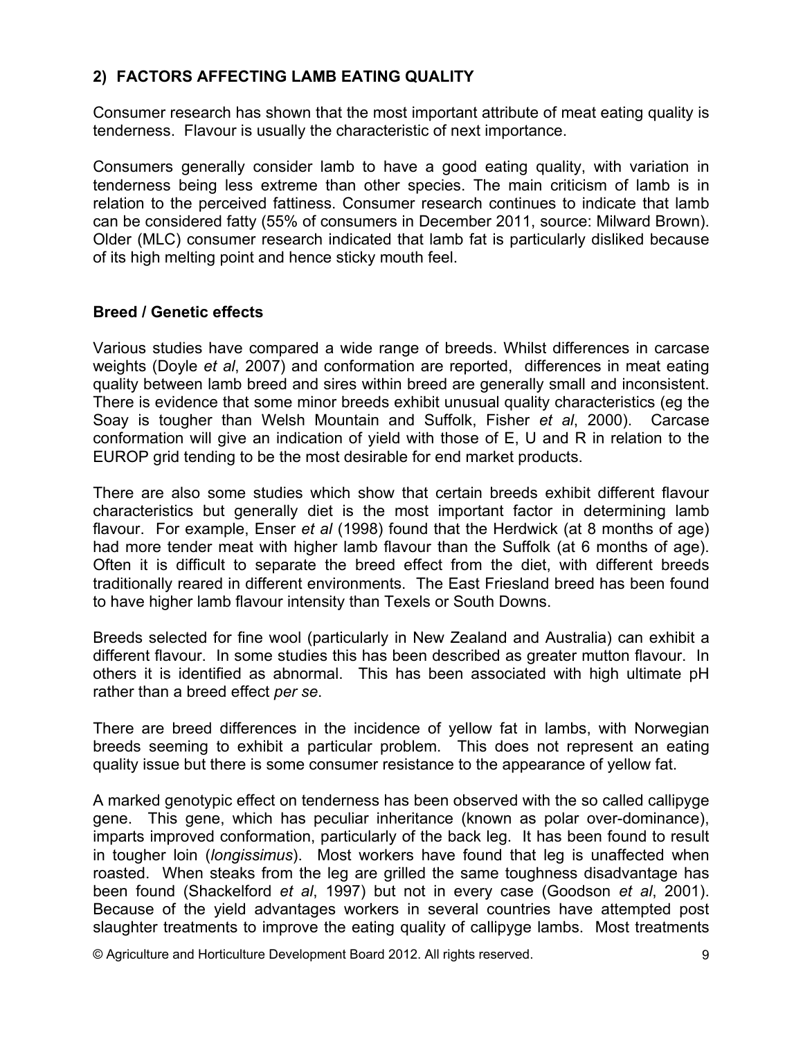## 2) FACTORS AFFECTING LAMB EATING QUALITY

Consumer research has shown that the most important attribute of meat eating quality is tenderness. Flavour is usually the characteristic of next importance.

Consumers generally consider lamb to have a good eating quality, with variation in tenderness being less extreme than other species. The main criticism of lamb is in relation to the perceived fattiness. Consumer research continues to indicate that lamb can be considered fatty (55% of consumers in December 2011, source: Milward Brown). Older (MLC) consumer research indicated that lamb fat is particularly disliked because of its high melting point and hence sticky mouth feel.

### Breed / Genetic effects

Various studies have compared a wide range of breeds. Whilst differences in carcase weights (Doyle *et al*, 2007) and conformation are reported, differences in meat eating quality between lamb breed and sires within breed are generally small and inconsistent. There is evidence that some minor breeds exhibit unusual quality characteristics (eg the Soay is tougher than Welsh Mountain and Suffolk, Fisher *et al*, 2000). Carcase conformation will give an indication of yield with those of E, U and R in relation to the EUROP grid tending to be the most desirable for end market products.

There are also some studies which show that certain breeds exhibit different flavour characteristics but generally diet is the most important factor in determining lamb flavour. For example, Enser *et al* (1998) found that the Herdwick (at 8 months of age) had more tender meat with higher lamb flavour than the Suffolk (at 6 months of age). Often it is difficult to separate the breed effect from the diet, with different breeds traditionally reared in different environments. The East Friesland breed has been found to have higher lamb flavour intensity than Texels or South Downs.

Breeds selected for fine wool (particularly in New Zealand and Australia) can exhibit a different flavour. In some studies this has been described as greater mutton flavour. In others it is identified as abnormal. This has been associated with high ultimate pH rather than a breed effect *per se*.

There are breed differences in the incidence of yellow fat in lambs, with Norwegian breeds seeming to exhibit a particular problem. This does not represent an eating quality issue but there is some consumer resistance to the appearance of yellow fat.

A marked genotypic effect on tenderness has been observed with the so called callipyge gene. This gene, which has peculiar inheritance (known as polar over-dominance), imparts improved conformation, particularly of the back leg. It has been found to result in tougher loin (*longissimus*). Most workers have found that leg is unaffected when roasted. When steaks from the leg are grilled the same toughness disadvantage has been found (Shackelford *et al*, 1997) but not in every case (Goodson *et al*, 2001). Because of the yield advantages workers in several countries have attempted post slaughter treatments to improve the eating quality of callipyge lambs. Most treatments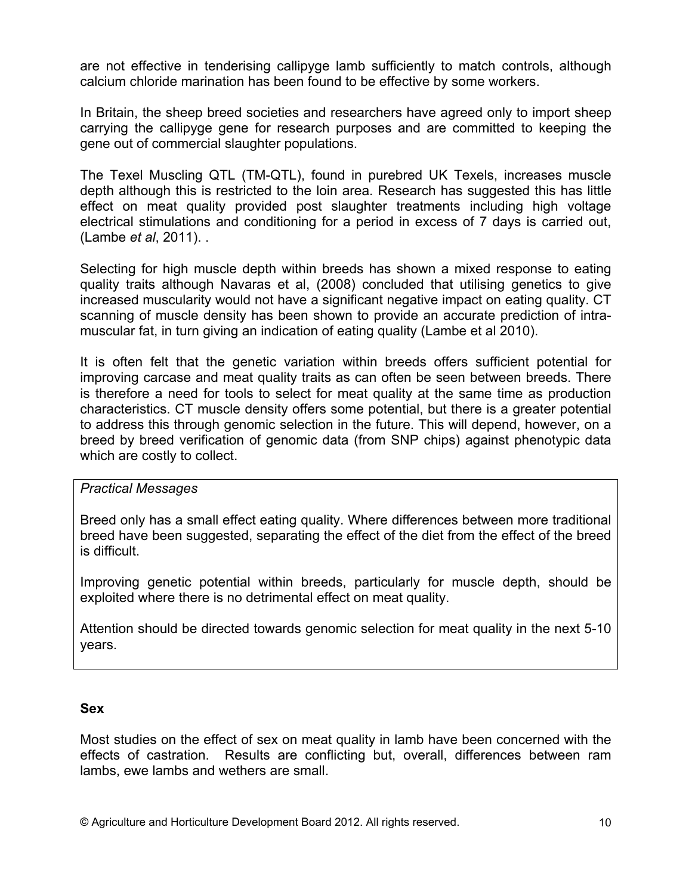are not effective in tenderising callipyge lamb sufficiently to match controls, although calcium chloride marination has been found to be effective by some workers.

In Britain, the sheep breed societies and researchers have agreed only to import sheep carrying the callipyge gene for research purposes and are committed to keeping the gene out of commercial slaughter populations.

The Texel Muscling QTL (TM-QTL), found in purebred UK Texels, increases muscle depth although this is restricted to the loin area. Research has suggested this has little effect on meat quality provided post slaughter treatments including high voltage electrical stimulations and conditioning for a period in excess of 7 days is carried out, (Lambe *et al*, 2011). .

Selecting for high muscle depth within breeds has shown a mixed response to eating quality traits although Navaras et al, (2008) concluded that utilising genetics to give increased muscularity would not have a significant negative impact on eating quality. CT scanning of muscle density has been shown to provide an accurate prediction of intra-muscular fat, in turn giving an indication of eating quality (Lambe et al 2010).

It is often felt that the genetic variation within breeds offers sufficient potential for improving carcase and meat quality traits as can often be seen between breeds. There is therefore a need for tools to select for meat quality at the same time as production characteristics. CT muscle density offers some potential, but there is a greater potential to address this through genomic selection in the future. This will depend, however, on a breed by breed verification of genomic data (from SNP chips) against phenotypic data which are costly to collect.

*Practical Messages*

Breed only has a small effect eating quality. Where differences between more traditional breed have been suggested, separating the effect of the diet from the effect of the breed is difficult.

Improving genetic potential within breeds, particularly for muscle depth, should be exploited where there is no detrimental effect on meat quality.

Attention should be directed towards genomic selection for meat quality in the next 5-10 years.

**Sex**

Most studies on the effect of sex on meat quality in lamb have been concerned with the effects of castration. Results are conflicting but, overall, differences between ram lambs, ewe lambs and wethers are small.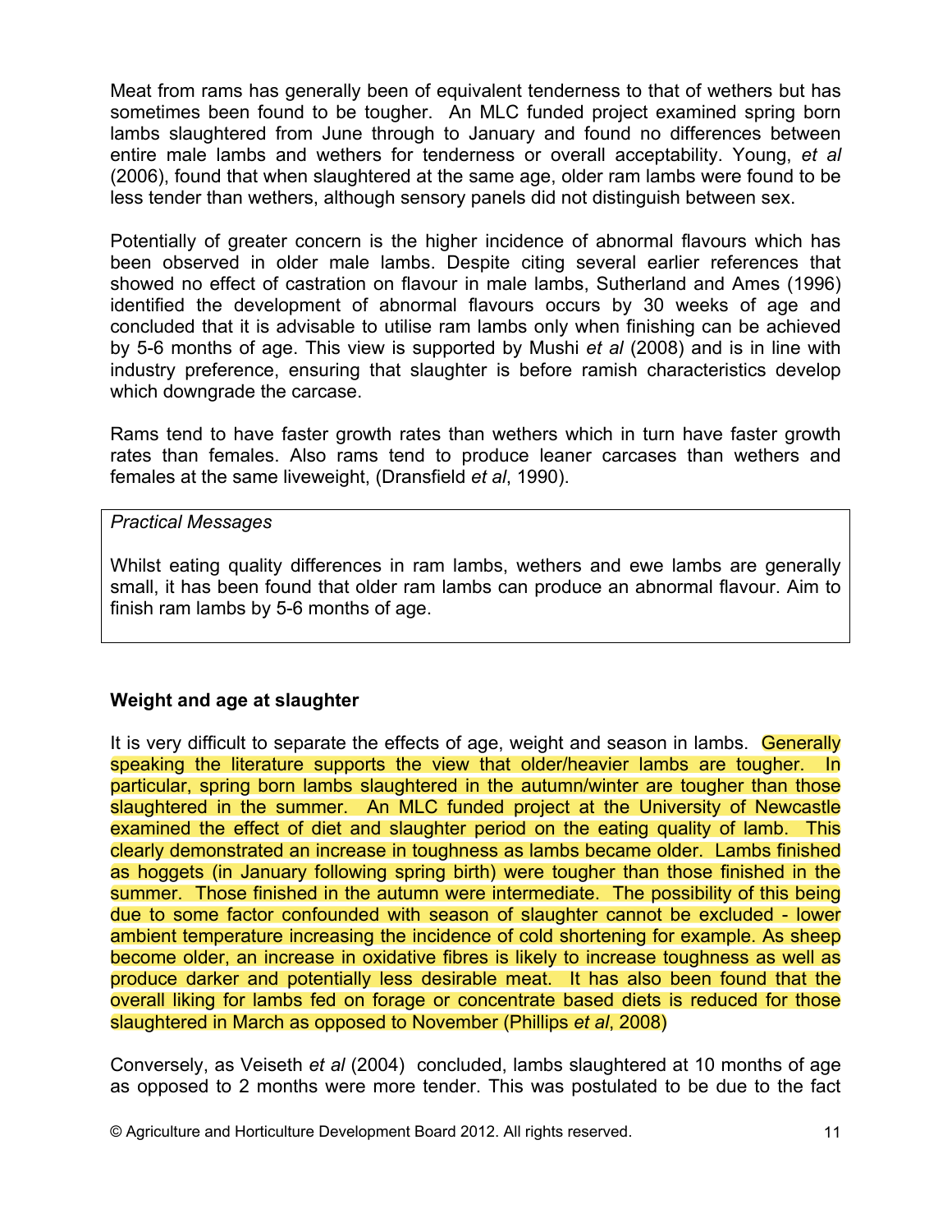Meat from rams has generally been of equivalent tenderness to that of wethers but has sometimes been found to be tougher. An MLC funded project examined spring born lambs slaughtered from June through to January and found no differences between entire male lambs and wethers for tenderness or overall acceptability. Young, *et al* (2006), found that when slaughtered at the same age, older ram lambs were found to be less tender than wethers, although sensory panels did not distinguish between sex.

Potentially of greater concern is the higher incidence of abnormal flavours which has been observed in older male lambs. Despite citing several earlier references that showed no effect of castration on flavour in male lambs, Sutherland and Ames (1996) identified the development of abnormal flavours occurs by 30 weeks of age and concluded that it is advisable to utilise ram lambs only when finishing can be achieved by 5-6 months of age. This view is supported by Mushi *et al* (2008) and is in line with industry preference, ensuring that slaughter is before ramish characteristics develop which downgrade the carcase.

Rams tend to have faster growth rates than wethers which in turn have faster growth rates than females. Also rams tend to produce leaner carcases than wethers and females at the same liveweight, (Dransfield *et al*, 1990).

> *Practical Messages*
>
> Whilst eating quality differences in ram lambs, wethers and ewe lambs are generally small, it has been found that older ram lambs can produce an abnormal flavour. Aim to finish ram lambs by 5-6 months of age.

**Weight and age at slaughter**

It is very difficult to separate the effects of age, weight and season in lambs. Generally speaking the literature supports the view that older/heavier lambs are tougher. In particular, spring born lambs slaughtered in the autumn/winter are tougher than those slaughtered in the summer. An MLC funded project at the University of Newcastle examined the effect of diet and slaughter period on the eating quality of lamb. This clearly demonstrated an increase in toughness as lambs became older. Lambs finished as hoggets (in January following spring birth) were tougher than those finished in the summer. Those finished in the autumn were intermediate. The possibility of this being due to some factor confounded with season of slaughter cannot be excluded - lower ambient temperature increasing the incidence of cold shortening for example. As sheep become older, an increase in oxidative fibres is likely to increase toughness as well as produce darker and potentially less desirable meat. It has also been found that the overall liking for lambs fed on forage or concentrate based diets is reduced for those slaughtered in March as opposed to November (Phillips *et al*, 2008)

Conversely, as Veiseth *et al* (2004) concluded, lambs slaughtered at 10 months of age as opposed to 2 months were more tender. This was postulated to be due to the fact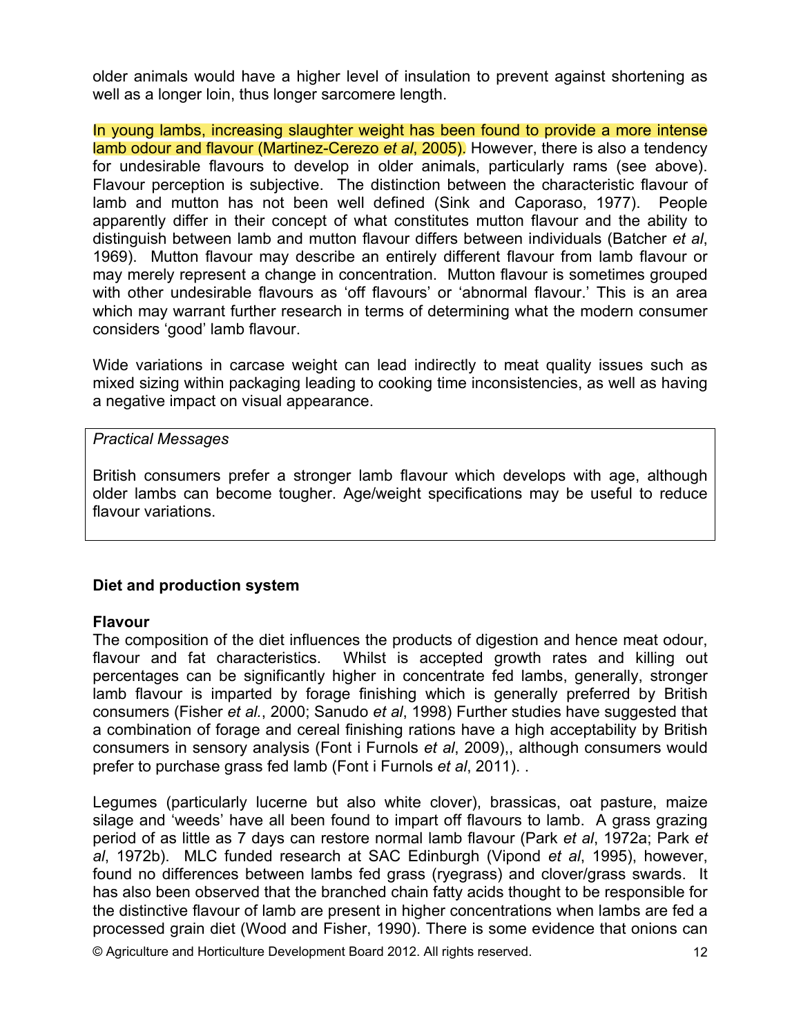older animals would have a higher level of insulation to prevent against shortening as well as a longer loin, thus longer sarcomere length.

In young lambs, increasing slaughter weight has been found to provide a more intense lamb odour and flavour (Martinez-Cerezo *et al*, 2005). However, there is also a tendency for undesirable flavours to develop in older animals, particularly rams (see above). Flavour perception is subjective. The distinction between the characteristic flavour of lamb and mutton has not been well defined (Sink and Caporaso, 1977). People apparently differ in their concept of what constitutes mutton flavour and the ability to distinguish between lamb and mutton flavour differs between individuals (Batcher *et al*, 1969). Mutton flavour may describe an entirely different flavour from lamb flavour or may merely represent a change in concentration. Mutton flavour is sometimes grouped with other undesirable flavours as 'off flavours' or 'abnormal flavour.' This is an area which may warrant further research in terms of determining what the modern consumer considers 'good' lamb flavour.

Wide variations in carcase weight can lead indirectly to meat quality issues such as mixed sizing within packaging leading to cooking time inconsistencies, as well as having a negative impact on visual appearance.

> *Practical Messages*
>
> British consumers prefer a stronger lamb flavour which develops with age, although older lambs can become tougher. Age/weight specifications may be useful to reduce flavour variations.

## Diet and production system

### Flavour

The composition of the diet influences the products of digestion and hence meat odour, flavour and fat characteristics. Whilst is accepted growth rates and killing out percentages can be significantly higher in concentrate fed lambs, generally, stronger lamb flavour is imparted by forage finishing which is generally preferred by British consumers (Fisher *et al.*, 2000; Sanudo *et al*, 1998) Further studies have suggested that a combination of forage and cereal finishing rations have a high acceptability by British consumers in sensory analysis (Font i Furnols *et al*, 2009),, although consumers would prefer to purchase grass fed lamb (Font i Furnols *et al*, 2011). .

Legumes (particularly lucerne but also white clover), brassicas, oat pasture, maize silage and 'weeds' have all been found to impart off flavours to lamb. A grass grazing period of as little as 7 days can restore normal lamb flavour (Park *et al*, 1972a; Park *et al*, 1972b). MLC funded research at SAC Edinburgh (Vipond *et al*, 1995), however, found no differences between lambs fed grass (ryegrass) and clover/grass swards. It has also been observed that the branched chain fatty acids thought to be responsible for the distinctive flavour of lamb are present in higher concentrations when lambs are fed a processed grain diet (Wood and Fisher, 1990). There is some evidence that onions can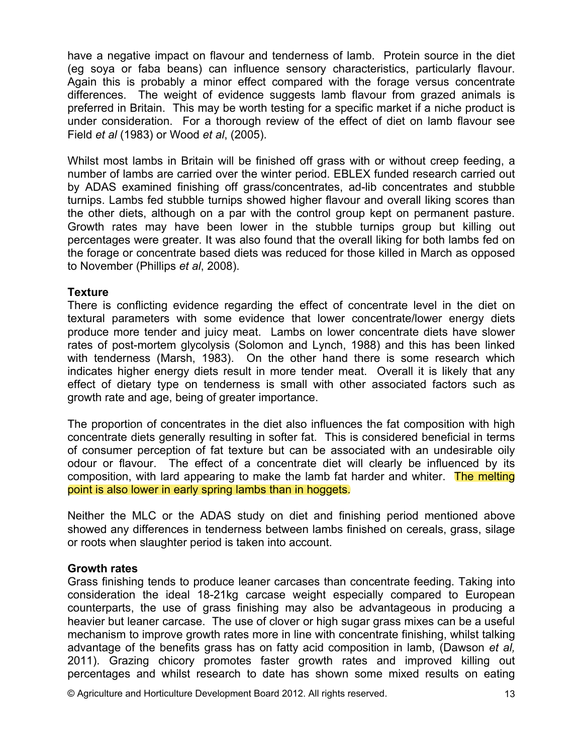have a negative impact on flavour and tenderness of lamb. Protein source in the diet (eg soya or faba beans) can influence sensory characteristics, particularly flavour. Again this is probably a minor effect compared with the forage versus concentrate differences. The weight of evidence suggests lamb flavour from grazed animals is preferred in Britain. This may be worth testing for a specific market if a niche product is under consideration. For a thorough review of the effect of diet on lamb flavour see Field *et al* (1983) or Wood *et al*, (2005).

Whilst most lambs in Britain will be finished off grass with or without creep feeding, a number of lambs are carried over the winter period. EBLEX funded research carried out by ADAS examined finishing off grass/concentrates, ad-lib concentrates and stubble turnips. Lambs fed stubble turnips showed higher flavour and overall liking scores than the other diets, although on a par with the control group kept on permanent pasture. Growth rates may have been lower in the stubble turnips group but killing out percentages were greater. It was also found that the overall liking for both lambs fed on the forage or concentrate based diets was reduced for those killed in March as opposed to November (Phillips *et al*, 2008).

**Texture**

There is conflicting evidence regarding the effect of concentrate level in the diet on textural parameters with some evidence that lower concentrate/lower energy diets produce more tender and juicy meat. Lambs on lower concentrate diets have slower rates of post-mortem glycolysis (Solomon and Lynch, 1988) and this has been linked with tenderness (Marsh, 1983). On the other hand there is some research which indicates higher energy diets result in more tender meat. Overall it is likely that any effect of dietary type on tenderness is small with other associated factors such as growth rate and age, being of greater importance.

The proportion of concentrates in the diet also influences the fat composition with high concentrate diets generally resulting in softer fat. This is considered beneficial in terms of consumer perception of fat texture but can be associated with an undesirable oily odour or flavour. The effect of a concentrate diet will clearly be influenced by its composition, with lard appearing to make the lamb fat harder and whiter. The melting point is also lower in early spring lambs than in hoggets.

Neither the MLC or the ADAS study on diet and finishing period mentioned above showed any differences in tenderness between lambs finished on cereals, grass, silage or roots when slaughter period is taken into account.

**Growth rates**

Grass finishing tends to produce leaner carcases than concentrate feeding. Taking into consideration the ideal 18-21kg carcase weight especially compared to European counterparts, the use of grass finishing may also be advantageous in producing a heavier but leaner carcase. The use of clover or high sugar grass mixes can be a useful mechanism to improve growth rates more in line with concentrate finishing, whilst talking advantage of the benefits grass has on fatty acid composition in lamb, (Dawson *et al,* 2011). Grazing chicory promotes faster growth rates and improved killing out percentages and whilst research to date has shown some mixed results on eating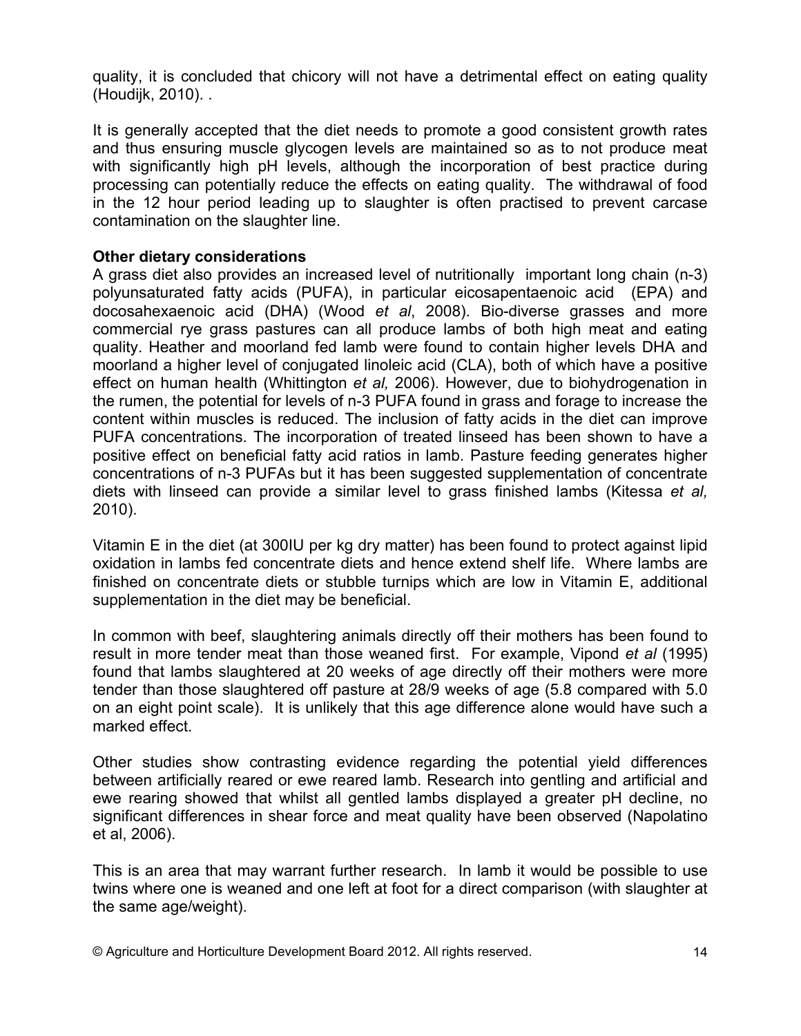quality, it is concluded that chicory will not have a detrimental effect on eating quality (Houdijk, 2010). .

It is generally accepted that the diet needs to promote a good consistent growth rates and thus ensuring muscle glycogen levels are maintained so as to not produce meat with significantly high pH levels, although the incorporation of best practice during processing can potentially reduce the effects on eating quality. The withdrawal of food in the 12 hour period leading up to slaughter is often practised to prevent carcase contamination on the slaughter line.

**Other dietary considerations**

A grass diet also provides an increased level of nutritionally important long chain (n-3) polyunsaturated fatty acids (PUFA), in particular eicosapentaenoic acid (EPA) and docosahexaenoic acid (DHA) (Wood *et al*, 2008). Bio-diverse grasses and more commercial rye grass pastures can all produce lambs of both high meat and eating quality. Heather and moorland fed lamb were found to contain higher levels DHA and moorland a higher level of conjugated linoleic acid (CLA), both of which have a positive effect on human health (Whittington *et al,* 2006). However, due to biohydrogenation in the rumen, the potential for levels of n-3 PUFA found in grass and forage to increase the content within muscles is reduced. The inclusion of fatty acids in the diet can improve PUFA concentrations. The incorporation of treated linseed has been shown to have a positive effect on beneficial fatty acid ratios in lamb. Pasture feeding generates higher concentrations of n-3 PUFAs but it has been suggested supplementation of concentrate diets with linseed can provide a similar level to grass finished lambs (Kitessa *et al,* 2010).

Vitamin E in the diet (at 300IU per kg dry matter) has been found to protect against lipid oxidation in lambs fed concentrate diets and hence extend shelf life. Where lambs are finished on concentrate diets or stubble turnips which are low in Vitamin E, additional supplementation in the diet may be beneficial.

In common with beef, slaughtering animals directly off their mothers has been found to result in more tender meat than those weaned first. For example, Vipond *et al* (1995) found that lambs slaughtered at 20 weeks of age directly off their mothers were more tender than those slaughtered off pasture at 28/9 weeks of age (5.8 compared with 5.0 on an eight point scale). It is unlikely that this age difference alone would have such a marked effect.

Other studies show contrasting evidence regarding the potential yield differences between artificially reared or ewe reared lamb. Research into gentling and artificial and ewe rearing showed that whilst all gentled lambs displayed a greater pH decline, no significant differences in shear force and meat quality have been observed (Napolatino et al, 2006).

This is an area that may warrant further research. In lamb it would be possible to use twins where one is weaned and one left at foot for a direct comparison (with slaughter at the same age/weight).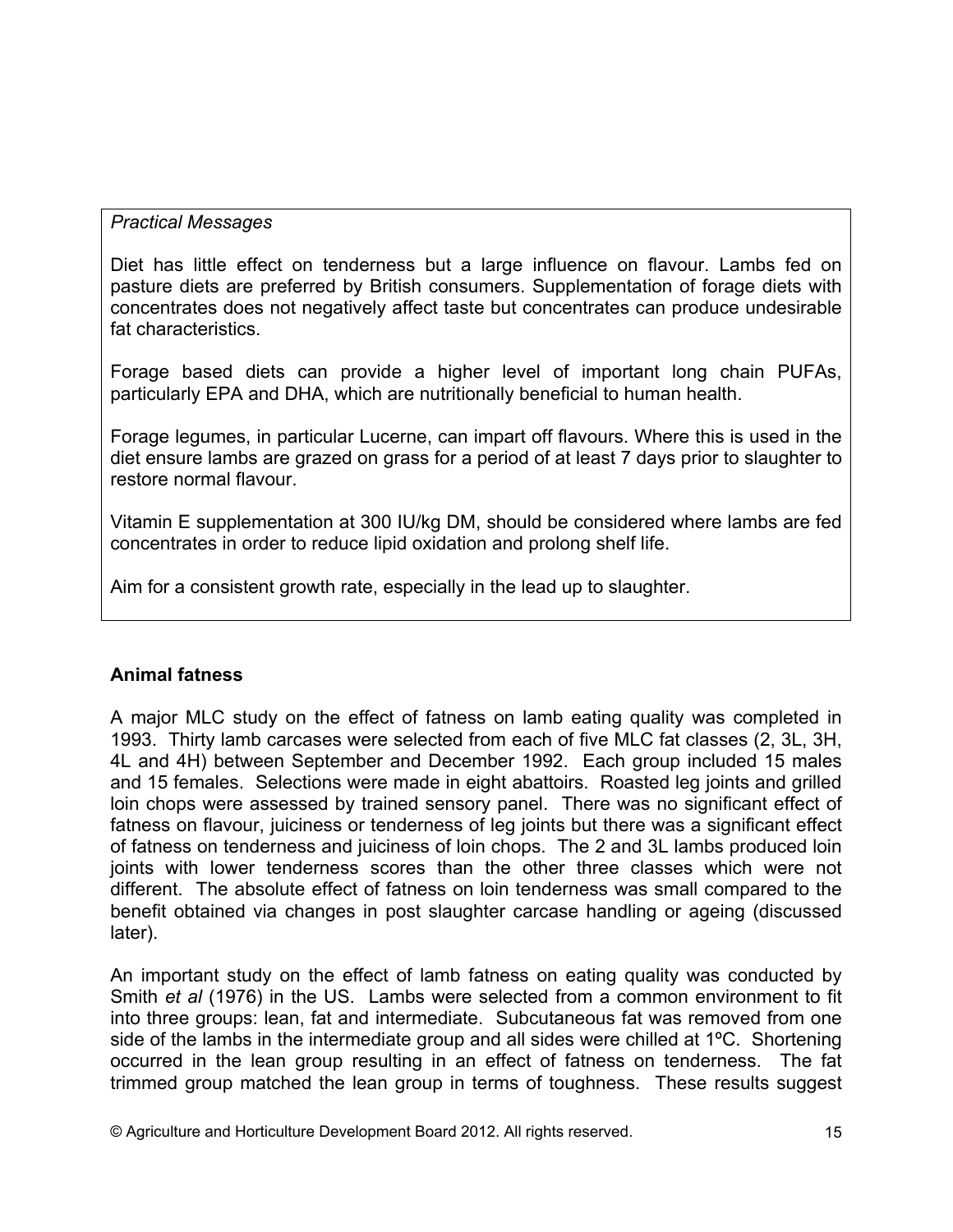*Practical Messages*

Diet has little effect on tenderness but a large influence on flavour. Lambs fed on pasture diets are preferred by British consumers. Supplementation of forage diets with concentrates does not negatively affect taste but concentrates can produce undesirable fat characteristics.

Forage based diets can provide a higher level of important long chain PUFAs, particularly EPA and DHA, which are nutritionally beneficial to human health.

Forage legumes, in particular Lucerne, can impart off flavours. Where this is used in the diet ensure lambs are grazed on grass for a period of at least 7 days prior to slaughter to restore normal flavour.

Vitamin E supplementation at 300 IU/kg DM, should be considered where lambs are fed concentrates in order to reduce lipid oxidation and prolong shelf life.

Aim for a consistent growth rate, especially in the lead up to slaughter.

**Animal fatness**

A major MLC study on the effect of fatness on lamb eating quality was completed in 1993. Thirty lamb carcases were selected from each of five MLC fat classes (2, 3L, 3H, 4L and 4H) between September and December 1992. Each group included 15 males and 15 females. Selections were made in eight abattoirs. Roasted leg joints and grilled loin chops were assessed by trained sensory panel. There was no significant effect of fatness on flavour, juiciness or tenderness of leg joints but there was a significant effect of fatness on tenderness and juiciness of loin chops. The 2 and 3L lambs produced loin joints with lower tenderness scores than the other three classes which were not different. The absolute effect of fatness on loin tenderness was small compared to the benefit obtained via changes in post slaughter carcase handling or ageing (discussed later).

An important study on the effect of lamb fatness on eating quality was conducted by Smith *et al* (1976) in the US. Lambs were selected from a common environment to fit into three groups: lean, fat and intermediate. Subcutaneous fat was removed from one side of the lambs in the intermediate group and all sides were chilled at 1ºC. Shortening occurred in the lean group resulting in an effect of fatness on tenderness. The fat trimmed group matched the lean group in terms of toughness. These results suggest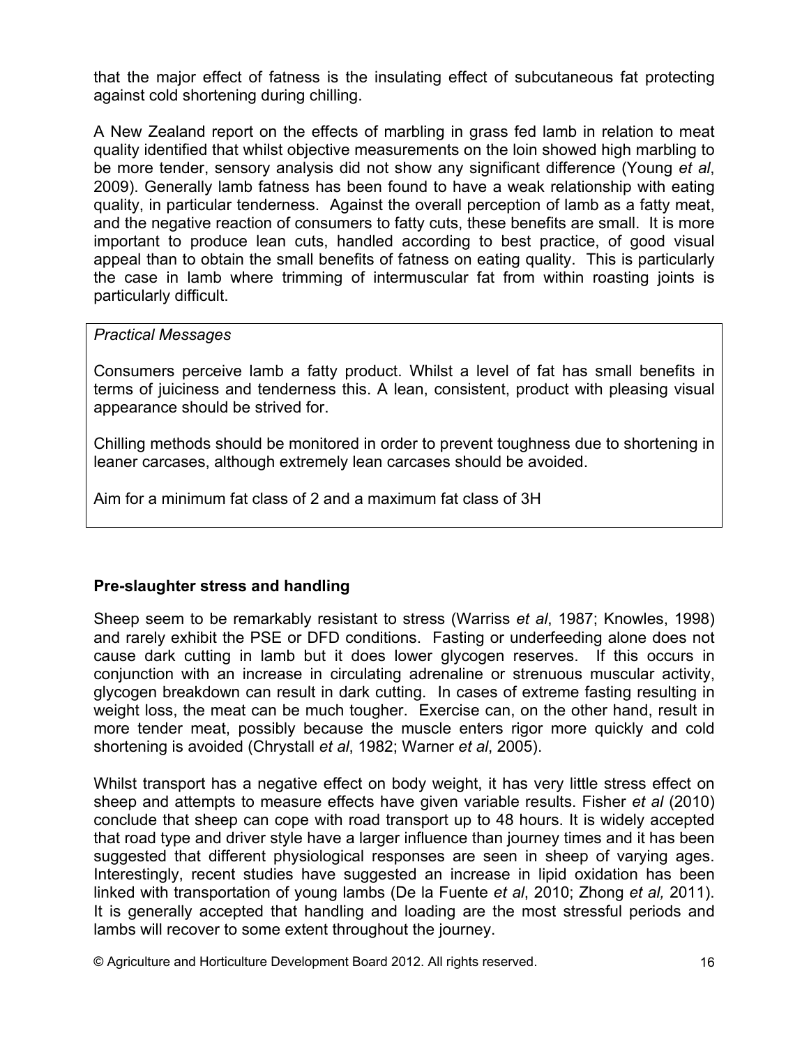that the major effect of fatness is the insulating effect of subcutaneous fat protecting against cold shortening during chilling.

A New Zealand report on the effects of marbling in grass fed lamb in relation to meat quality identified that whilst objective measurements on the loin showed high marbling to be more tender, sensory analysis did not show any significant difference (Young *et al*, 2009). Generally lamb fatness has been found to have a weak relationship with eating quality, in particular tenderness. Against the overall perception of lamb as a fatty meat, and the negative reaction of consumers to fatty cuts, these benefits are small. It is more important to produce lean cuts, handled according to best practice, of good visual appeal than to obtain the small benefits of fatness on eating quality. This is particularly the case in lamb where trimming of intermuscular fat from within roasting joints is particularly difficult.

> *Practical Messages*
>
> Consumers perceive lamb a fatty product. Whilst a level of fat has small benefits in terms of juiciness and tenderness this. A lean, consistent, product with pleasing visual appearance should be strived for.
>
> Chilling methods should be monitored in order to prevent toughness due to shortening in leaner carcases, although extremely lean carcases should be avoided.
>
> Aim for a minimum fat class of 2 and a maximum fat class of 3H

**Pre-slaughter stress and handling**

Sheep seem to be remarkably resistant to stress (Warriss *et al*, 1987; Knowles, 1998) and rarely exhibit the PSE or DFD conditions. Fasting or underfeeding alone does not cause dark cutting in lamb but it does lower glycogen reserves. If this occurs in conjunction with an increase in circulating adrenaline or strenuous muscular activity, glycogen breakdown can result in dark cutting. In cases of extreme fasting resulting in weight loss, the meat can be much tougher. Exercise can, on the other hand, result in more tender meat, possibly because the muscle enters rigor more quickly and cold shortening is avoided (Chrystall *et al*, 1982; Warner *et al*, 2005).

Whilst transport has a negative effect on body weight, it has very little stress effect on sheep and attempts to measure effects have given variable results. Fisher *et al* (2010) conclude that sheep can cope with road transport up to 48 hours. It is widely accepted that road type and driver style have a larger influence than journey times and it has been suggested that different physiological responses are seen in sheep of varying ages. Interestingly, recent studies have suggested an increase in lipid oxidation has been linked with transportation of young lambs (De la Fuente *et al*, 2010; Zhong *et al,* 2011). It is generally accepted that handling and loading are the most stressful periods and lambs will recover to some extent throughout the journey.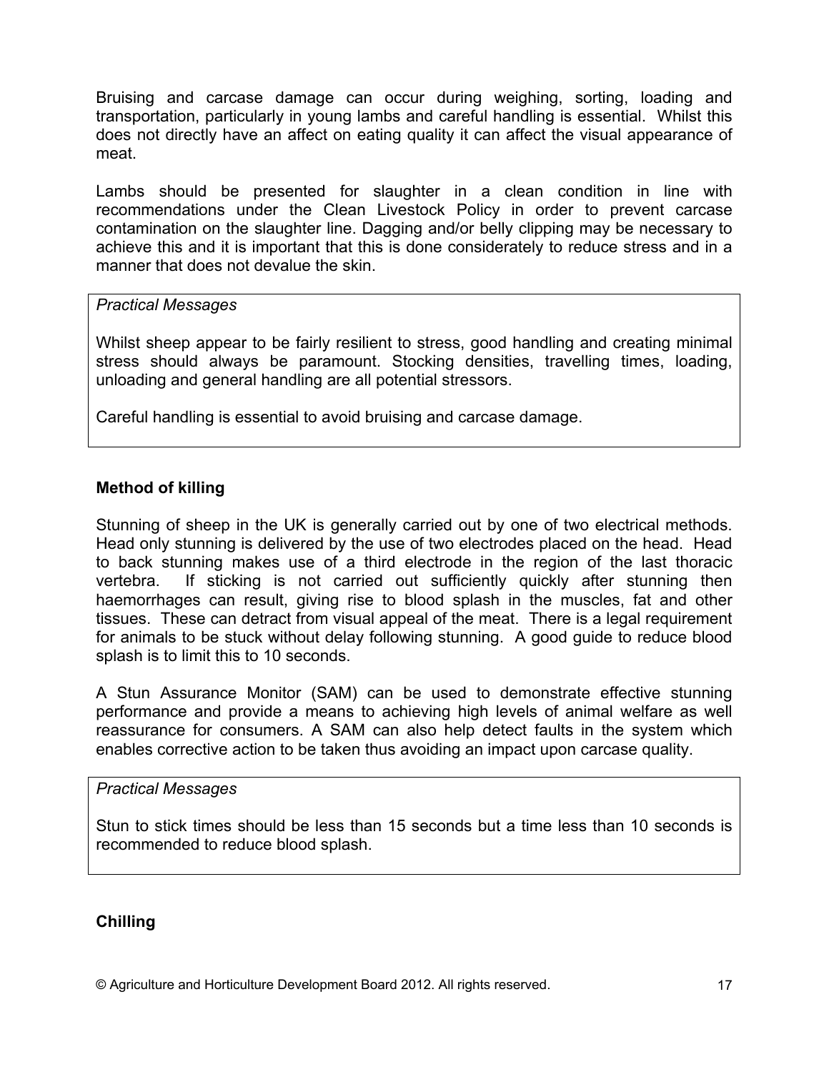Bruising and carcase damage can occur during weighing, sorting, loading and transportation, particularly in young lambs and careful handling is essential. Whilst this does not directly have an affect on eating quality it can affect the visual appearance of meat.

Lambs should be presented for slaughter in a clean condition in line with recommendations under the Clean Livestock Policy in order to prevent carcase contamination on the slaughter line. Dagging and/or belly clipping may be necessary to achieve this and it is important that this is done considerately to reduce stress and in a manner that does not devalue the skin.

> *Practical Messages*
>
> Whilst sheep appear to be fairly resilient to stress, good handling and creating minimal stress should always be paramount. Stocking densities, travelling times, loading, unloading and general handling are all potential stressors.
>
> Careful handling is essential to avoid bruising and carcase damage.

**Method of killing**

Stunning of sheep in the UK is generally carried out by one of two electrical methods. Head only stunning is delivered by the use of two electrodes placed on the head. Head to back stunning makes use of a third electrode in the region of the last thoracic vertebra. If sticking is not carried out sufficiently quickly after stunning then haemorrhages can result, giving rise to blood splash in the muscles, fat and other tissues. These can detract from visual appeal of the meat. There is a legal requirement for animals to be stuck without delay following stunning. A good guide to reduce blood splash is to limit this to 10 seconds.

A Stun Assurance Monitor (SAM) can be used to demonstrate effective stunning performance and provide a means to achieving high levels of animal welfare as well reassurance for consumers. A SAM can also help detect faults in the system which enables corrective action to be taken thus avoiding an impact upon carcase quality.

> *Practical Messages*
>
> Stun to stick times should be less than 15 seconds but a time less than 10 seconds is recommended to reduce blood splash.

**Chilling**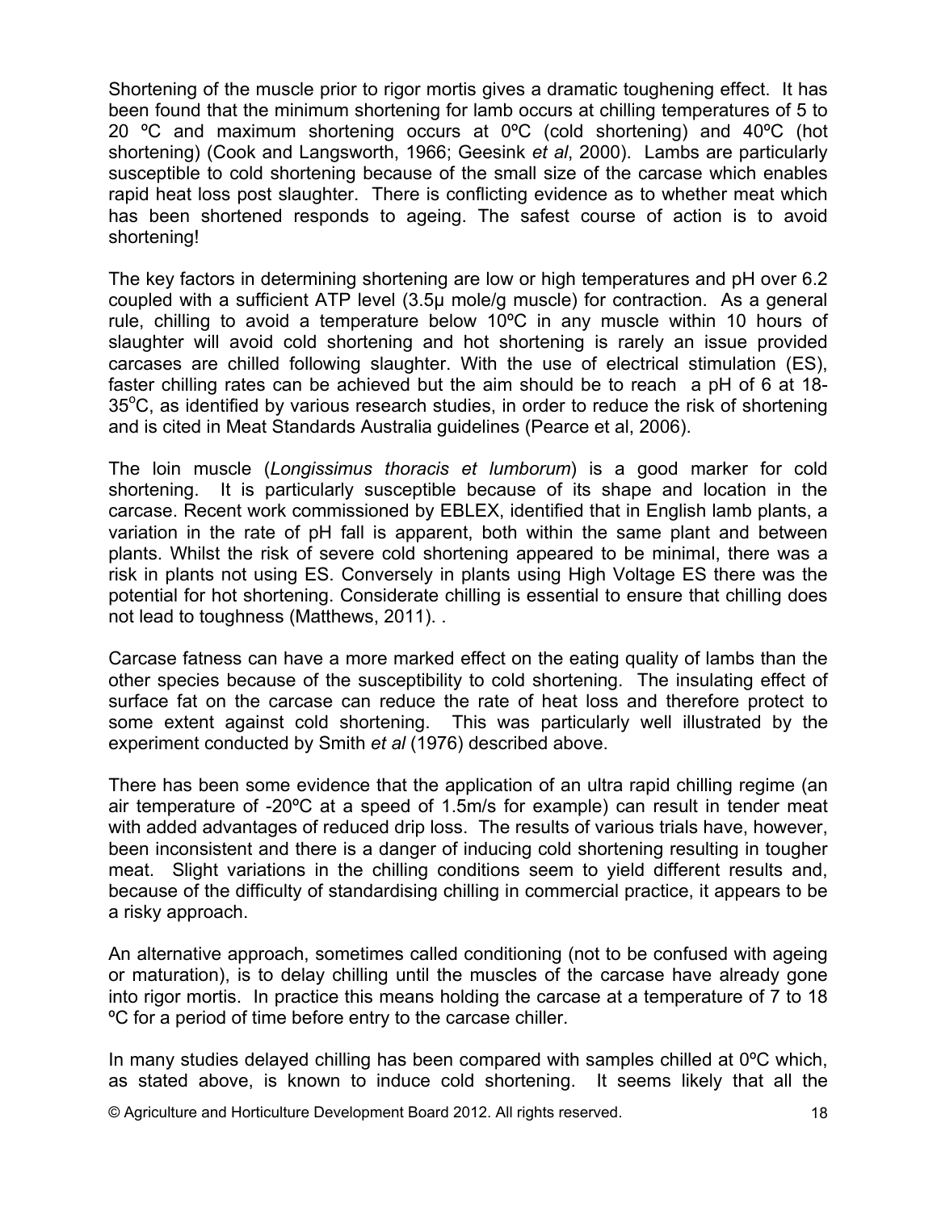Shortening of the muscle prior to rigor mortis gives a dramatic toughening effect. It has been found that the minimum shortening for lamb occurs at chilling temperatures of 5 to 20 ºC and maximum shortening occurs at 0ºC (cold shortening) and 40ºC (hot shortening) (Cook and Langsworth, 1966; Geesink *et al*, 2000). Lambs are particularly susceptible to cold shortening because of the small size of the carcase which enables rapid heat loss post slaughter. There is conflicting evidence as to whether meat which has been shortened responds to ageing. The safest course of action is to avoid shortening!

The key factors in determining shortening are low or high temperatures and pH over 6.2 coupled with a sufficient ATP level (3.5µ mole/g muscle) for contraction. As a general rule, chilling to avoid a temperature below 10ºC in any muscle within 10 hours of slaughter will avoid cold shortening and hot shortening is rarely an issue provided carcases are chilled following slaughter. With the use of electrical stimulation (ES), faster chilling rates can be achieved but the aim should be to reach a pH of 6 at 18-35°C, as identified by various research studies, in order to reduce the risk of shortening and is cited in Meat Standards Australia guidelines (Pearce et al, 2006).

The loin muscle (*Longissimus thoracis et lumborum*) is a good marker for cold shortening. It is particularly susceptible because of its shape and location in the carcase. Recent work commissioned by EBLEX, identified that in English lamb plants, a variation in the rate of pH fall is apparent, both within the same plant and between plants. Whilst the risk of severe cold shortening appeared to be minimal, there was a risk in plants not using ES. Conversely in plants using High Voltage ES there was the potential for hot shortening. Considerate chilling is essential to ensure that chilling does not lead to toughness (Matthews, 2011). .

Carcase fatness can have a more marked effect on the eating quality of lambs than the other species because of the susceptibility to cold shortening. The insulating effect of surface fat on the carcase can reduce the rate of heat loss and therefore protect to some extent against cold shortening. This was particularly well illustrated by the experiment conducted by Smith *et al* (1976) described above.

There has been some evidence that the application of an ultra rapid chilling regime (an air temperature of -20ºC at a speed of 1.5m/s for example) can result in tender meat with added advantages of reduced drip loss. The results of various trials have, however, been inconsistent and there is a danger of inducing cold shortening resulting in tougher meat. Slight variations in the chilling conditions seem to yield different results and, because of the difficulty of standardising chilling in commercial practice, it appears to be a risky approach.

An alternative approach, sometimes called conditioning (not to be confused with ageing or maturation), is to delay chilling until the muscles of the carcase have already gone into rigor mortis. In practice this means holding the carcase at a temperature of 7 to 18 ºC for a period of time before entry to the carcase chiller.

In many studies delayed chilling has been compared with samples chilled at 0ºC which, as stated above, is known to induce cold shortening. It seems likely that all the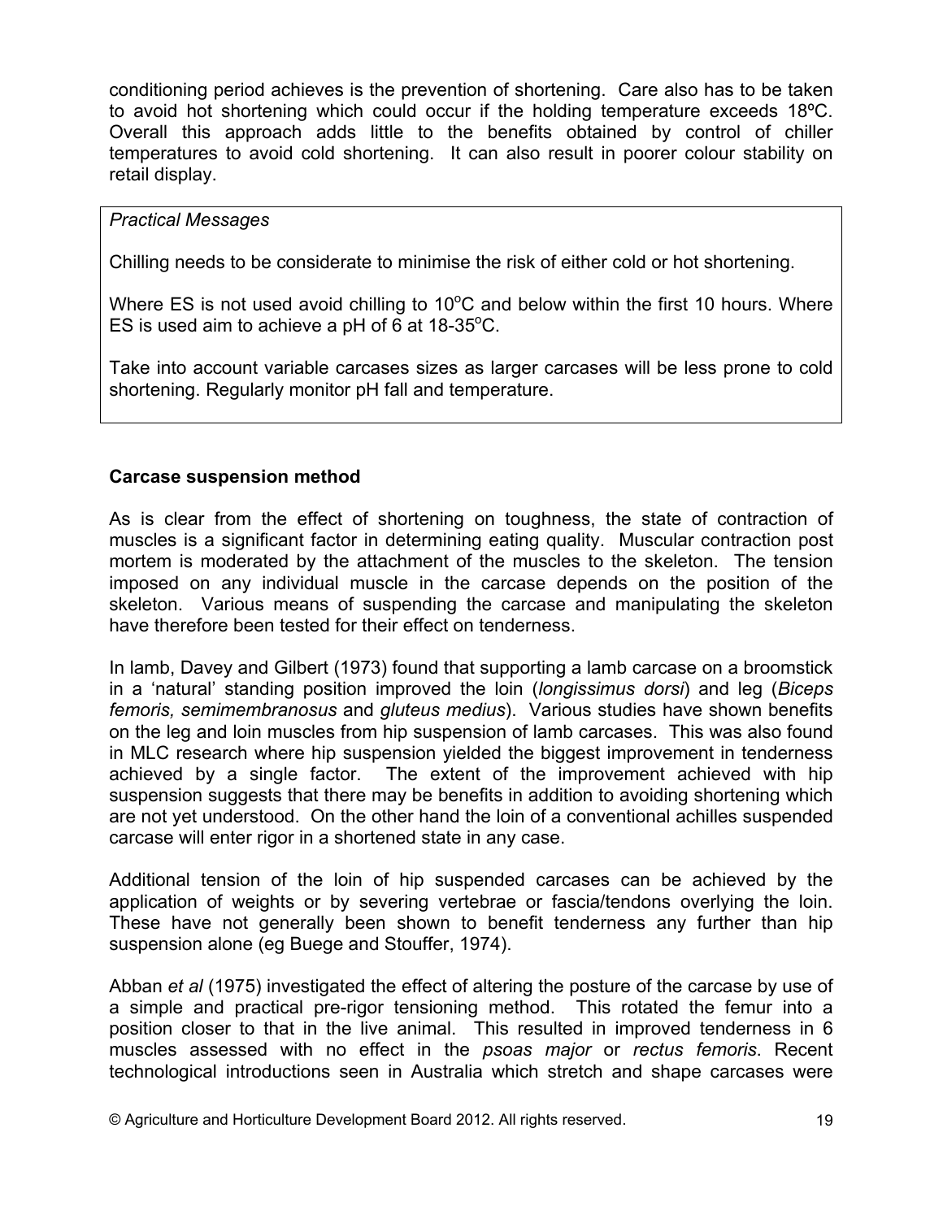conditioning period achieves is the prevention of shortening. Care also has to be taken to avoid hot shortening which could occur if the holding temperature exceeds 18ºC. Overall this approach adds little to the benefits obtained by control of chiller temperatures to avoid cold shortening. It can also result in poorer colour stability on retail display.

> *Practical Messages*
>
> Chilling needs to be considerate to minimise the risk of either cold or hot shortening.
>
> Where ES is not used avoid chilling to 10°C and below within the first 10 hours. Where ES is used aim to achieve a pH of 6 at 18-35°C.
>
> Take into account variable carcases sizes as larger carcases will be less prone to cold shortening. Regularly monitor pH fall and temperature.

**Carcase suspension method**

As is clear from the effect of shortening on toughness, the state of contraction of muscles is a significant factor in determining eating quality. Muscular contraction post mortem is moderated by the attachment of the muscles to the skeleton. The tension imposed on any individual muscle in the carcase depends on the position of the skeleton. Various means of suspending the carcase and manipulating the skeleton have therefore been tested for their effect on tenderness.

In lamb, Davey and Gilbert (1973) found that supporting a lamb carcase on a broomstick in a 'natural' standing position improved the loin (*longissimus dorsi*) and leg (*Biceps femoris, semimembranosus* and *gluteus medius*). Various studies have shown benefits on the leg and loin muscles from hip suspension of lamb carcases. This was also found in MLC research where hip suspension yielded the biggest improvement in tenderness achieved by a single factor. The extent of the improvement achieved with hip suspension suggests that there may be benefits in addition to avoiding shortening which are not yet understood. On the other hand the loin of a conventional achilles suspended carcase will enter rigor in a shortened state in any case.

Additional tension of the loin of hip suspended carcases can be achieved by the application of weights or by severing vertebrae or fascia/tendons overlying the loin. These have not generally been shown to benefit tenderness any further than hip suspension alone (eg Buege and Stouffer, 1974).

Abban *et al* (1975) investigated the effect of altering the posture of the carcase by use of a simple and practical pre-rigor tensioning method. This rotated the femur into a position closer to that in the live animal. This resulted in improved tenderness in 6 muscles assessed with no effect in the *psoas major* or *rectus femoris*. Recent technological introductions seen in Australia which stretch and shape carcases were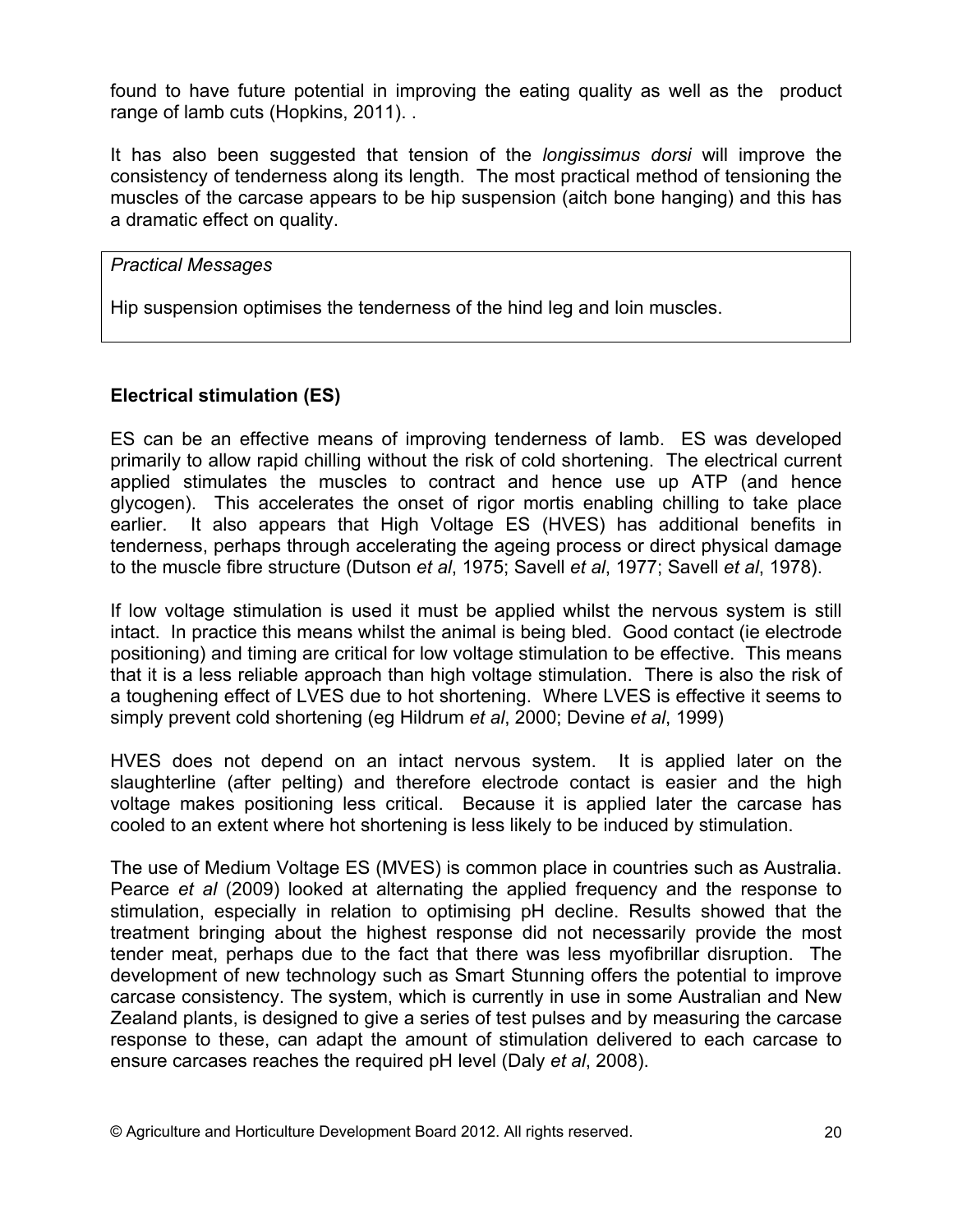found to have future potential in improving the eating quality as well as the product range of lamb cuts (Hopkins, 2011). .

It has also been suggested that tension of the *longissimus dorsi* will improve the consistency of tenderness along its length. The most practical method of tensioning the muscles of the carcase appears to be hip suspension (aitch bone hanging) and this has a dramatic effect on quality.

> *Practical Messages*
>
> Hip suspension optimises the tenderness of the hind leg and loin muscles.

**Electrical stimulation (ES)**

ES can be an effective means of improving tenderness of lamb. ES was developed primarily to allow rapid chilling without the risk of cold shortening. The electrical current applied stimulates the muscles to contract and hence use up ATP (and hence glycogen). This accelerates the onset of rigor mortis enabling chilling to take place earlier. It also appears that High Voltage ES (HVES) has additional benefits in tenderness, perhaps through accelerating the ageing process or direct physical damage to the muscle fibre structure (Dutson *et al*, 1975; Savell *et al*, 1977; Savell *et al*, 1978).

If low voltage stimulation is used it must be applied whilst the nervous system is still intact. In practice this means whilst the animal is being bled. Good contact (ie electrode positioning) and timing are critical for low voltage stimulation to be effective. This means that it is a less reliable approach than high voltage stimulation. There is also the risk of a toughening effect of LVES due to hot shortening. Where LVES is effective it seems to simply prevent cold shortening (eg Hildrum *et al*, 2000; Devine *et al*, 1999)

HVES does not depend on an intact nervous system. It is applied later on the slaughterline (after pelting) and therefore electrode contact is easier and the high voltage makes positioning less critical. Because it is applied later the carcase has cooled to an extent where hot shortening is less likely to be induced by stimulation.

The use of Medium Voltage ES (MVES) is common place in countries such as Australia. Pearce *et al* (2009) looked at alternating the applied frequency and the response to stimulation, especially in relation to optimising pH decline. Results showed that the treatment bringing about the highest response did not necessarily provide the most tender meat, perhaps due to the fact that there was less myofibrillar disruption. The development of new technology such as Smart Stunning offers the potential to improve carcase consistency. The system, which is currently in use in some Australian and New Zealand plants, is designed to give a series of test pulses and by measuring the carcase response to these, can adapt the amount of stimulation delivered to each carcase to ensure carcases reaches the required pH level (Daly *et al*, 2008).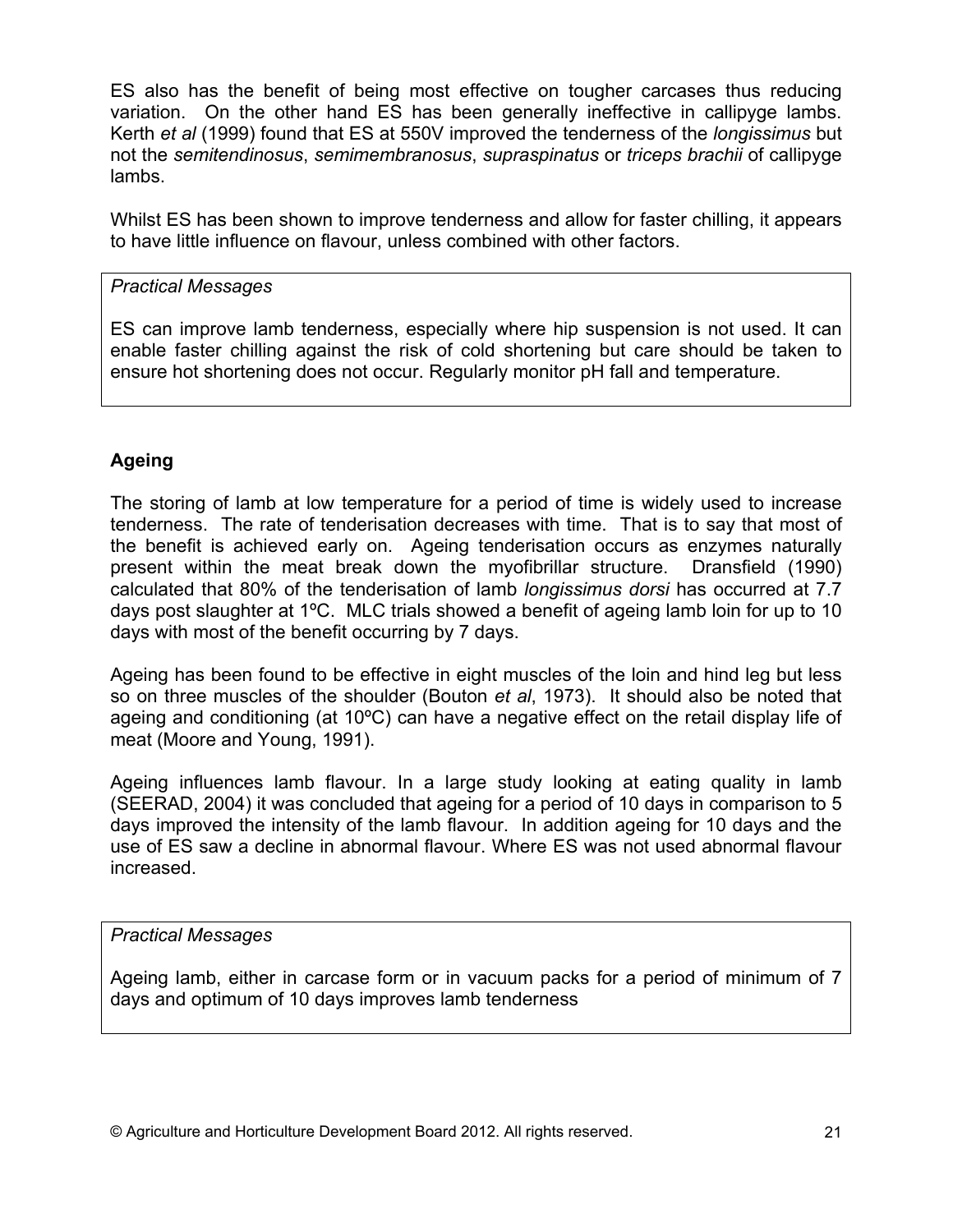ES also has the benefit of being most effective on tougher carcases thus reducing variation. On the other hand ES has been generally ineffective in callipyge lambs. Kerth *et al* (1999) found that ES at 550V improved the tenderness of the *longissimus* but not the *semitendinosus*, *semimembranosus*, *supraspinatus* or *triceps brachii* of callipyge lambs.

Whilst ES has been shown to improve tenderness and allow for faster chilling, it appears to have little influence on flavour, unless combined with other factors.

> *Practical Messages*
>
> ES can improve lamb tenderness, especially where hip suspension is not used. It can enable faster chilling against the risk of cold shortening but care should be taken to ensure hot shortening does not occur. Regularly monitor pH fall and temperature.

## Ageing

The storing of lamb at low temperature for a period of time is widely used to increase tenderness. The rate of tenderisation decreases with time. That is to say that most of the benefit is achieved early on. Ageing tenderisation occurs as enzymes naturally present within the meat break down the myofibrillar structure. Dransfield (1990) calculated that 80% of the tenderisation of lamb *longissimus dorsi* has occurred at 7.7 days post slaughter at 1ºC. MLC trials showed a benefit of ageing lamb loin for up to 10 days with most of the benefit occurring by 7 days.

Ageing has been found to be effective in eight muscles of the loin and hind leg but less so on three muscles of the shoulder (Bouton *et al*, 1973). It should also be noted that ageing and conditioning (at 10ºC) can have a negative effect on the retail display life of meat (Moore and Young, 1991).

Ageing influences lamb flavour. In a large study looking at eating quality in lamb (SEERAD, 2004) it was concluded that ageing for a period of 10 days in comparison to 5 days improved the intensity of the lamb flavour. In addition ageing for 10 days and the use of ES saw a decline in abnormal flavour. Where ES was not used abnormal flavour increased.

> *Practical Messages*
>
> Ageing lamb, either in carcase form or in vacuum packs for a period of minimum of 7 days and optimum of 10 days improves lamb tenderness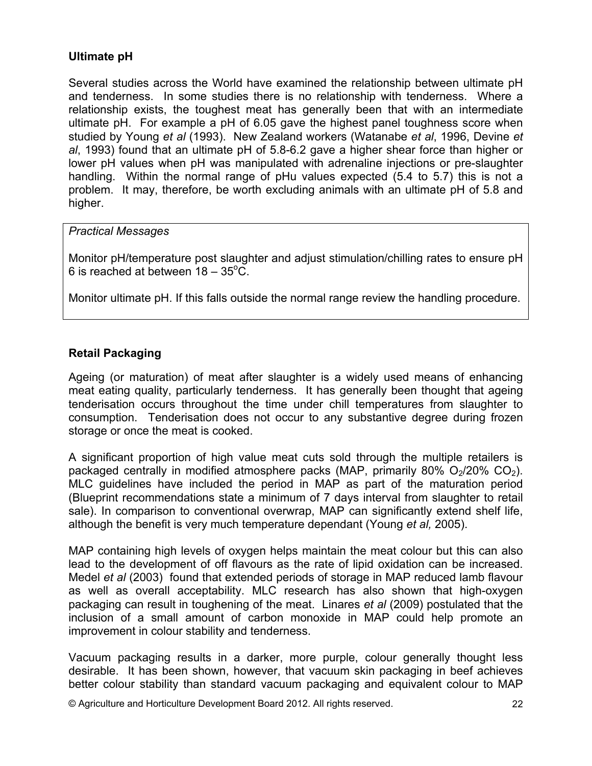### Ultimate pH

Several studies across the World have examined the relationship between ultimate pH and tenderness. In some studies there is no relationship with tenderness. Where a relationship exists, the toughest meat has generally been that with an intermediate ultimate pH. For example a pH of 6.05 gave the highest panel toughness score when studied by Young *et al* (1993). New Zealand workers (Watanabe *et al*, 1996, Devine *et al*, 1993) found that an ultimate pH of 5.8-6.2 gave a higher shear force than higher or lower pH values when pH was manipulated with adrenaline injections or pre-slaughter handling. Within the normal range of pHu values expected (5.4 to 5.7) this is not a problem. It may, therefore, be worth excluding animals with an ultimate pH of 5.8 and higher.

> *Practical Messages*
>
> Monitor pH/temperature post slaughter and adjust stimulation/chilling rates to ensure pH 6 is reached at between 18 – 35°C.
>
> Monitor ultimate pH. If this falls outside the normal range review the handling procedure.

### Retail Packaging

Ageing (or maturation) of meat after slaughter is a widely used means of enhancing meat eating quality, particularly tenderness. It has generally been thought that ageing tenderisation occurs throughout the time under chill temperatures from slaughter to consumption. Tenderisation does not occur to any substantive degree during frozen storage or once the meat is cooked.

A significant proportion of high value meat cuts sold through the multiple retailers is packaged centrally in modified atmosphere packs (MAP, primarily 80% $O_2$/20% $CO_2$). MLC guidelines have included the period in MAP as part of the maturation period (Blueprint recommendations state a minimum of 7 days interval from slaughter to retail sale). In comparison to conventional overwrap, MAP can significantly extend shelf life, although the benefit is very much temperature dependant (Young *et al,* 2005).

MAP containing high levels of oxygen helps maintain the meat colour but this can also lead to the development of off flavours as the rate of lipid oxidation can be increased. Medel *et al* (2003) found that extended periods of storage in MAP reduced lamb flavour as well as overall acceptability. MLC research has also shown that high-oxygen packaging can result in toughening of the meat. Linares *et al* (2009) postulated that the inclusion of a small amount of carbon monoxide in MAP could help promote an improvement in colour stability and tenderness.

Vacuum packaging results in a darker, more purple, colour generally thought less desirable. It has been shown, however, that vacuum skin packaging in beef achieves better colour stability than standard vacuum packaging and equivalent colour to MAP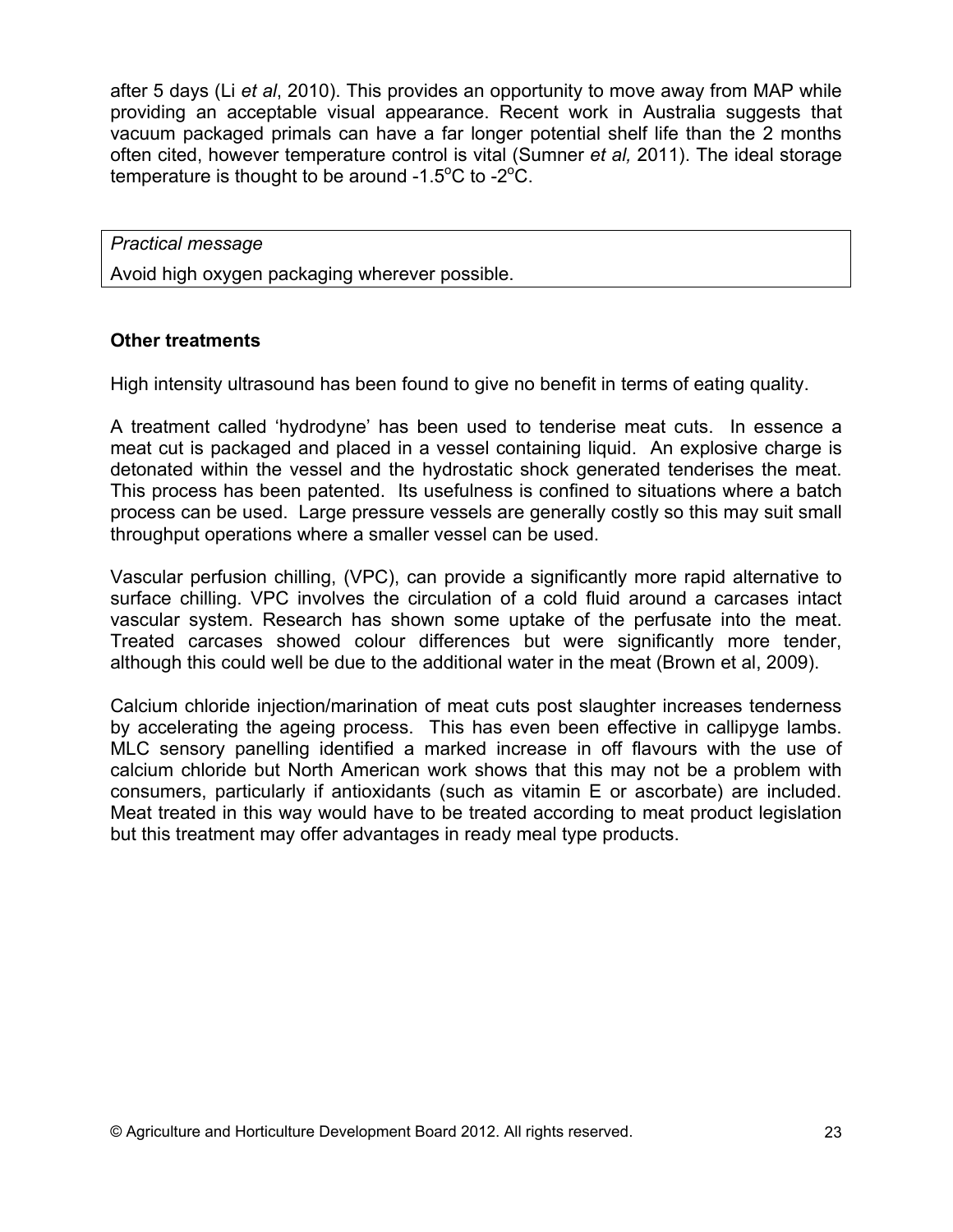after 5 days (Li *et al*, 2010). This provides an opportunity to move away from MAP while providing an acceptable visual appearance. Recent work in Australia suggests that vacuum packaged primals can have a far longer potential shelf life than the 2 months often cited, however temperature control is vital (Sumner *et al,* 2011). The ideal storage temperature is thought to be around -1.5$^{o}$C to -2$^{o}$C.

| *Practical message* |
|---|
| Avoid high oxygen packaging wherever possible. |

**Other treatments**

High intensity ultrasound has been found to give no benefit in terms of eating quality.

A treatment called 'hydrodyne' has been used to tenderise meat cuts. In essence a meat cut is packaged and placed in a vessel containing liquid. An explosive charge is detonated within the vessel and the hydrostatic shock generated tenderises the meat. This process has been patented. Its usefulness is confined to situations where a batch process can be used. Large pressure vessels are generally costly so this may suit small throughput operations where a smaller vessel can be used.

Vascular perfusion chilling, (VPC), can provide a significantly more rapid alternative to surface chilling. VPC involves the circulation of a cold fluid around a carcases intact vascular system. Research has shown some uptake of the perfusate into the meat. Treated carcases showed colour differences but were significantly more tender, although this could well be due to the additional water in the meat (Brown et al, 2009).

Calcium chloride injection/marination of meat cuts post slaughter increases tenderness by accelerating the ageing process. This has even been effective in callipyge lambs. MLC sensory panelling identified a marked increase in off flavours with the use of calcium chloride but North American work shows that this may not be a problem with consumers, particularly if antioxidants (such as vitamin E or ascorbate) are included. Meat treated in this way would have to be treated according to meat product legislation but this treatment may offer advantages in ready meal type products.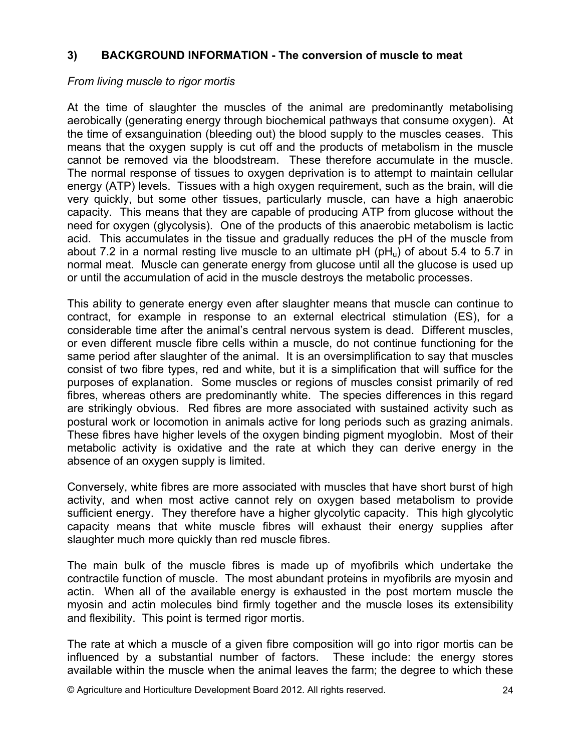## 3) BACKGROUND INFORMATION - The conversion of muscle to meat

*From living muscle to rigor mortis*

At the time of slaughter the muscles of the animal are predominantly metabolising aerobically (generating energy through biochemical pathways that consume oxygen). At the time of exsanguination (bleeding out) the blood supply to the muscles ceases. This means that the oxygen supply is cut off and the products of metabolism in the muscle cannot be removed via the bloodstream. These therefore accumulate in the muscle. The normal response of tissues to oxygen deprivation is to attempt to maintain cellular energy (ATP) levels. Tissues with a high oxygen requirement, such as the brain, will die very quickly, but some other tissues, particularly muscle, can have a high anaerobic capacity. This means that they are capable of producing ATP from glucose without the need for oxygen (glycolysis). One of the products of this anaerobic metabolism is lactic acid. This accumulates in the tissue and gradually reduces the pH of the muscle from about 7.2 in a normal resting live muscle to an ultimate pH ($pH_u$) of about 5.4 to 5.7 in normal meat. Muscle can generate energy from glucose until all the glucose is used up or until the accumulation of acid in the muscle destroys the metabolic processes.

This ability to generate energy even after slaughter means that muscle can continue to contract, for example in response to an external electrical stimulation (ES), for a considerable time after the animal's central nervous system is dead. Different muscles, or even different muscle fibre cells within a muscle, do not continue functioning for the same period after slaughter of the animal. It is an oversimplification to say that muscles consist of two fibre types, red and white, but it is a simplification that will suffice for the purposes of explanation. Some muscles or regions of muscles consist primarily of red fibres, whereas others are predominantly white. The species differences in this regard are strikingly obvious. Red fibres are more associated with sustained activity such as postural work or locomotion in animals active for long periods such as grazing animals. These fibres have higher levels of the oxygen binding pigment myoglobin. Most of their metabolic activity is oxidative and the rate at which they can derive energy in the absence of an oxygen supply is limited.

Conversely, white fibres are more associated with muscles that have short burst of high activity, and when most active cannot rely on oxygen based metabolism to provide sufficient energy. They therefore have a higher glycolytic capacity. This high glycolytic capacity means that white muscle fibres will exhaust their energy supplies after slaughter much more quickly than red muscle fibres.

The main bulk of the muscle fibres is made up of myofibrils which undertake the contractile function of muscle. The most abundant proteins in myofibrils are myosin and actin. When all of the available energy is exhausted in the post mortem muscle the myosin and actin molecules bind firmly together and the muscle loses its extensibility and flexibility. This point is termed rigor mortis.

The rate at which a muscle of a given fibre composition will go into rigor mortis can be influenced by a substantial number of factors. These include: the energy stores available within the muscle when the animal leaves the farm; the degree to which these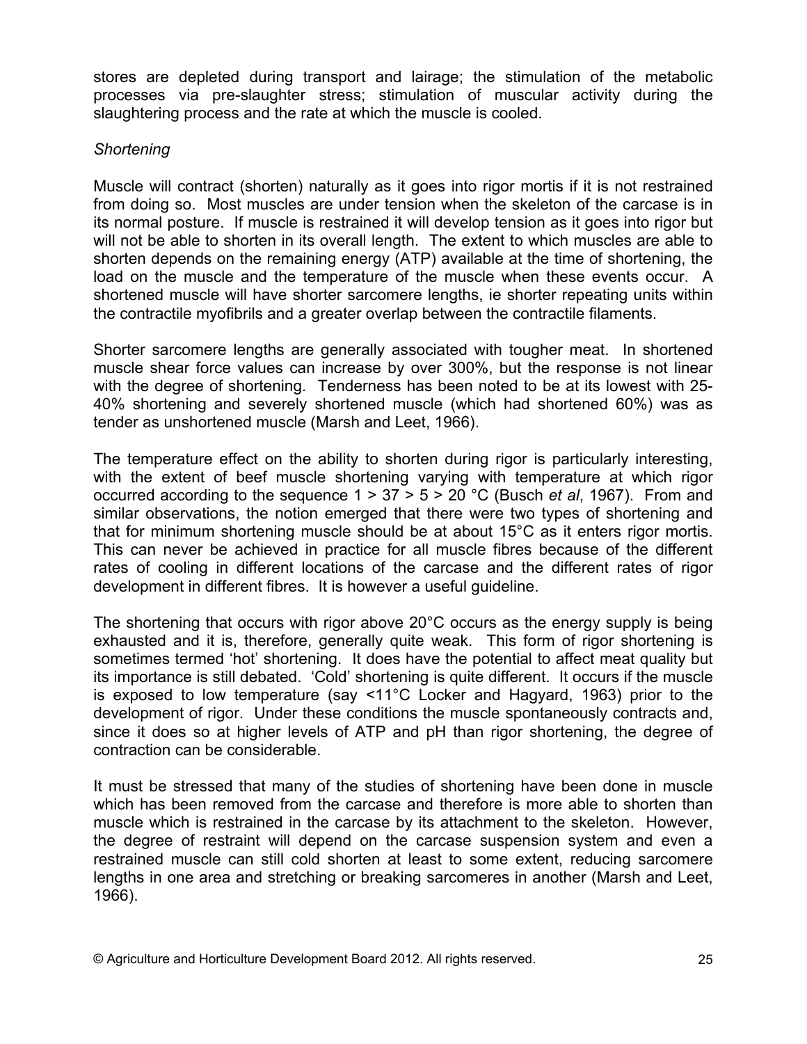stores are depleted during transport and lairage; the stimulation of the metabolic processes via pre-slaughter stress; stimulation of muscular activity during the slaughtering process and the rate at which the muscle is cooled.

*Shortening*

Muscle will contract (shorten) naturally as it goes into rigor mortis if it is not restrained from doing so. Most muscles are under tension when the skeleton of the carcase is in its normal posture. If muscle is restrained it will develop tension as it goes into rigor but will not be able to shorten in its overall length. The extent to which muscles are able to shorten depends on the remaining energy (ATP) available at the time of shortening, the load on the muscle and the temperature of the muscle when these events occur. A shortened muscle will have shorter sarcomere lengths, ie shorter repeating units within the contractile myofibrils and a greater overlap between the contractile filaments.

Shorter sarcomere lengths are generally associated with tougher meat. In shortened muscle shear force values can increase by over 300%, but the response is not linear with the degree of shortening. Tenderness has been noted to be at its lowest with 25-40% shortening and severely shortened muscle (which had shortened 60%) was as tender as unshortened muscle (Marsh and Leet, 1966).

The temperature effect on the ability to shorten during rigor is particularly interesting, with the extent of beef muscle shortening varying with temperature at which rigor occurred according to the sequence 1 > 37 > 5 > 20 °C (Busch *et al*, 1967). From and similar observations, the notion emerged that there were two types of shortening and that for minimum shortening muscle should be at about 15°C as it enters rigor mortis. This can never be achieved in practice for all muscle fibres because of the different rates of cooling in different locations of the carcase and the different rates of rigor development in different fibres. It is however a useful guideline.

The shortening that occurs with rigor above 20°C occurs as the energy supply is being exhausted and it is, therefore, generally quite weak. This form of rigor shortening is sometimes termed 'hot' shortening. It does have the potential to affect meat quality but its importance is still debated. 'Cold' shortening is quite different. It occurs if the muscle is exposed to low temperature (say <11°C Locker and Hagyard, 1963) prior to the development of rigor. Under these conditions the muscle spontaneously contracts and, since it does so at higher levels of ATP and pH than rigor shortening, the degree of contraction can be considerable.

It must be stressed that many of the studies of shortening have been done in muscle which has been removed from the carcase and therefore is more able to shorten than muscle which is restrained in the carcase by its attachment to the skeleton. However, the degree of restraint will depend on the carcase suspension system and even a restrained muscle can still cold shorten at least to some extent, reducing sarcomere lengths in one area and stretching or breaking sarcomeres in another (Marsh and Leet, 1966).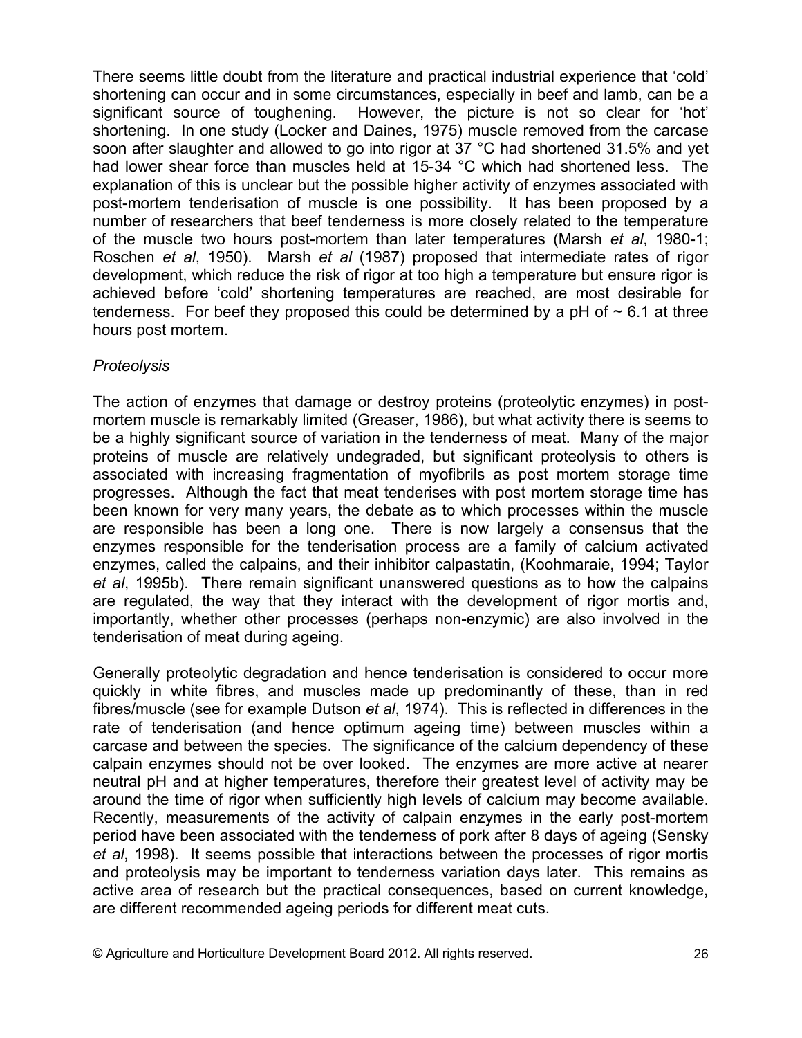There seems little doubt from the literature and practical industrial experience that 'cold' shortening can occur and in some circumstances, especially in beef and lamb, can be a significant source of toughening. However, the picture is not so clear for 'hot' shortening. In one study (Locker and Daines, 1975) muscle removed from the carcase soon after slaughter and allowed to go into rigor at 37 °C had shortened 31.5% and yet had lower shear force than muscles held at 15-34 °C which had shortened less. The explanation of this is unclear but the possible higher activity of enzymes associated with post-mortem tenderisation of muscle is one possibility. It has been proposed by a number of researchers that beef tenderness is more closely related to the temperature of the muscle two hours post-mortem than later temperatures (Marsh *et al*, 1980-1; Roschen *et al*, 1950). Marsh *et al* (1987) proposed that intermediate rates of rigor development, which reduce the risk of rigor at too high a temperature but ensure rigor is achieved before 'cold' shortening temperatures are reached, are most desirable for tenderness. For beef they proposed this could be determined by a pH of ~ 6.1 at three hours post mortem.

*Proteolysis*

The action of enzymes that damage or destroy proteins (proteolytic enzymes) in post-mortem muscle is remarkably limited (Greaser, 1986), but what activity there is seems to be a highly significant source of variation in the tenderness of meat. Many of the major proteins of muscle are relatively undegraded, but significant proteolysis to others is associated with increasing fragmentation of myofibrils as post mortem storage time progresses. Although the fact that meat tenderises with post mortem storage time has been known for very many years, the debate as to which processes within the muscle are responsible has been a long one. There is now largely a consensus that the enzymes responsible for the tenderisation process are a family of calcium activated enzymes, called the calpains, and their inhibitor calpastatin, (Koohmaraie, 1994; Taylor *et al*, 1995b). There remain significant unanswered questions as to how the calpains are regulated, the way that they interact with the development of rigor mortis and, importantly, whether other processes (perhaps non-enzymic) are also involved in the tenderisation of meat during ageing.

Generally proteolytic degradation and hence tenderisation is considered to occur more quickly in white fibres, and muscles made up predominantly of these, than in red fibres/muscle (see for example Dutson *et al*, 1974). This is reflected in differences in the rate of tenderisation (and hence optimum ageing time) between muscles within a carcase and between the species. The significance of the calcium dependency of these calpain enzymes should not be over looked. The enzymes are more active at nearer neutral pH and at higher temperatures, therefore their greatest level of activity may be around the time of rigor when sufficiently high levels of calcium may become available. Recently, measurements of the activity of calpain enzymes in the early post-mortem period have been associated with the tenderness of pork after 8 days of ageing (Sensky *et al*, 1998). It seems possible that interactions between the processes of rigor mortis and proteolysis may be important to tenderness variation days later. This remains as active area of research but the practical consequences, based on current knowledge, are different recommended ageing periods for different meat cuts.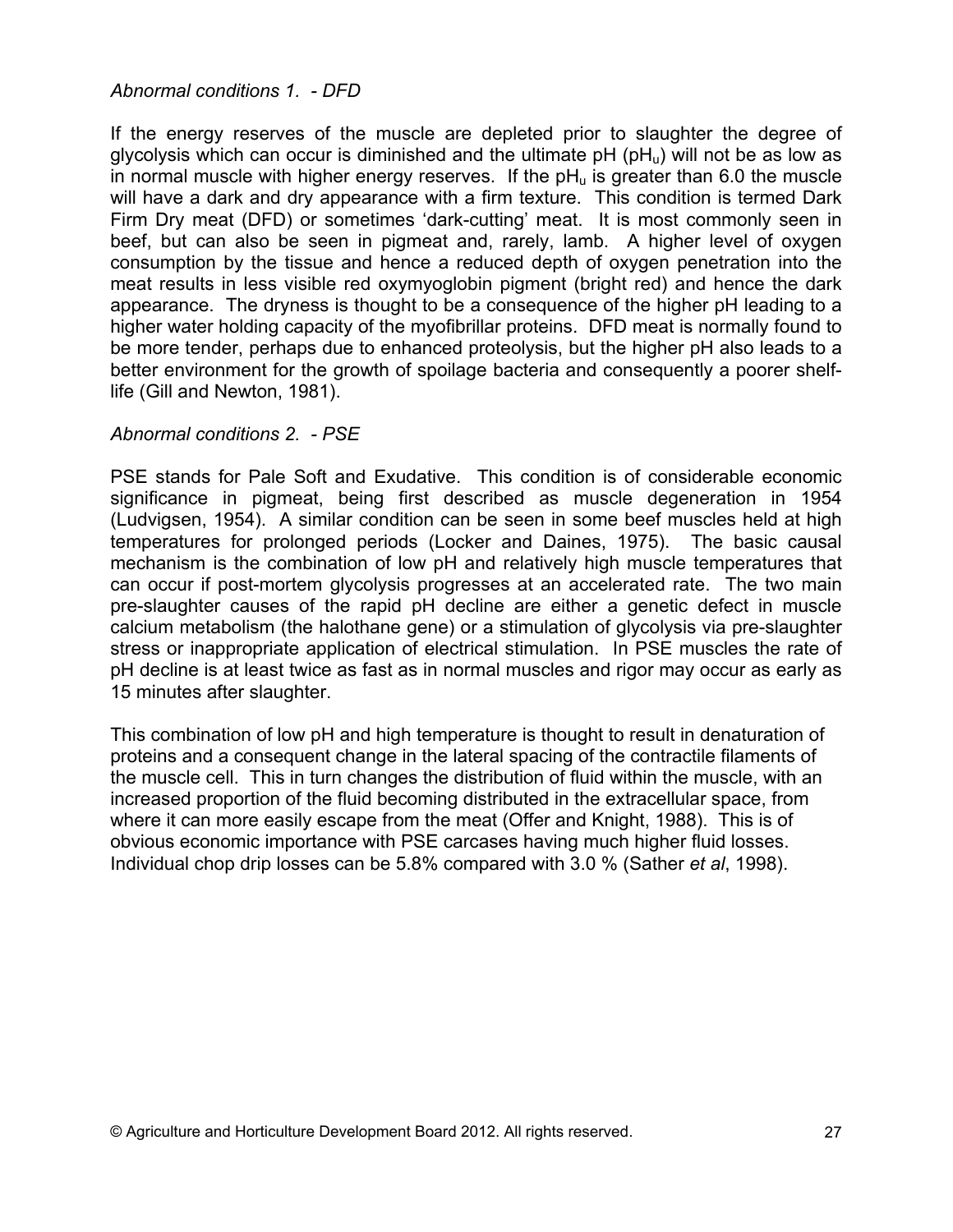*Abnormal conditions 1. - DFD*

If the energy reserves of the muscle are depleted prior to slaughter the degree of glycolysis which can occur is diminished and the ultimate pH ($pH_u$) will not be as low as in normal muscle with higher energy reserves. If the $pH_u$ is greater than 6.0 the muscle will have a dark and dry appearance with a firm texture. This condition is termed Dark Firm Dry meat (DFD) or sometimes 'dark-cutting' meat. It is most commonly seen in beef, but can also be seen in pigmeat and, rarely, lamb. A higher level of oxygen consumption by the tissue and hence a reduced depth of oxygen penetration into the meat results in less visible red oxymyoglobin pigment (bright red) and hence the dark appearance. The dryness is thought to be a consequence of the higher pH leading to a higher water holding capacity of the myofibrillar proteins. DFD meat is normally found to be more tender, perhaps due to enhanced proteolysis, but the higher pH also leads to a better environment for the growth of spoilage bacteria and consequently a poorer shelf-life (Gill and Newton, 1981).

*Abnormal conditions 2. - PSE*

PSE stands for Pale Soft and Exudative. This condition is of considerable economic significance in pigmeat, being first described as muscle degeneration in 1954 (Ludvigsen, 1954). A similar condition can be seen in some beef muscles held at high temperatures for prolonged periods (Locker and Daines, 1975). The basic causal mechanism is the combination of low pH and relatively high muscle temperatures that can occur if post-mortem glycolysis progresses at an accelerated rate. The two main pre-slaughter causes of the rapid pH decline are either a genetic defect in muscle calcium metabolism (the halothane gene) or a stimulation of glycolysis via pre-slaughter stress or inappropriate application of electrical stimulation. In PSE muscles the rate of pH decline is at least twice as fast as in normal muscles and rigor may occur as early as 15 minutes after slaughter.

This combination of low pH and high temperature is thought to result in denaturation of proteins and a consequent change in the lateral spacing of the contractile filaments of the muscle cell. This in turn changes the distribution of fluid within the muscle, with an increased proportion of the fluid becoming distributed in the extracellular space, from where it can more easily escape from the meat (Offer and Knight, 1988). This is of obvious economic importance with PSE carcases having much higher fluid losses. Individual chop drip losses can be 5.8% compared with 3.0 % (Sather *et al*, 1998).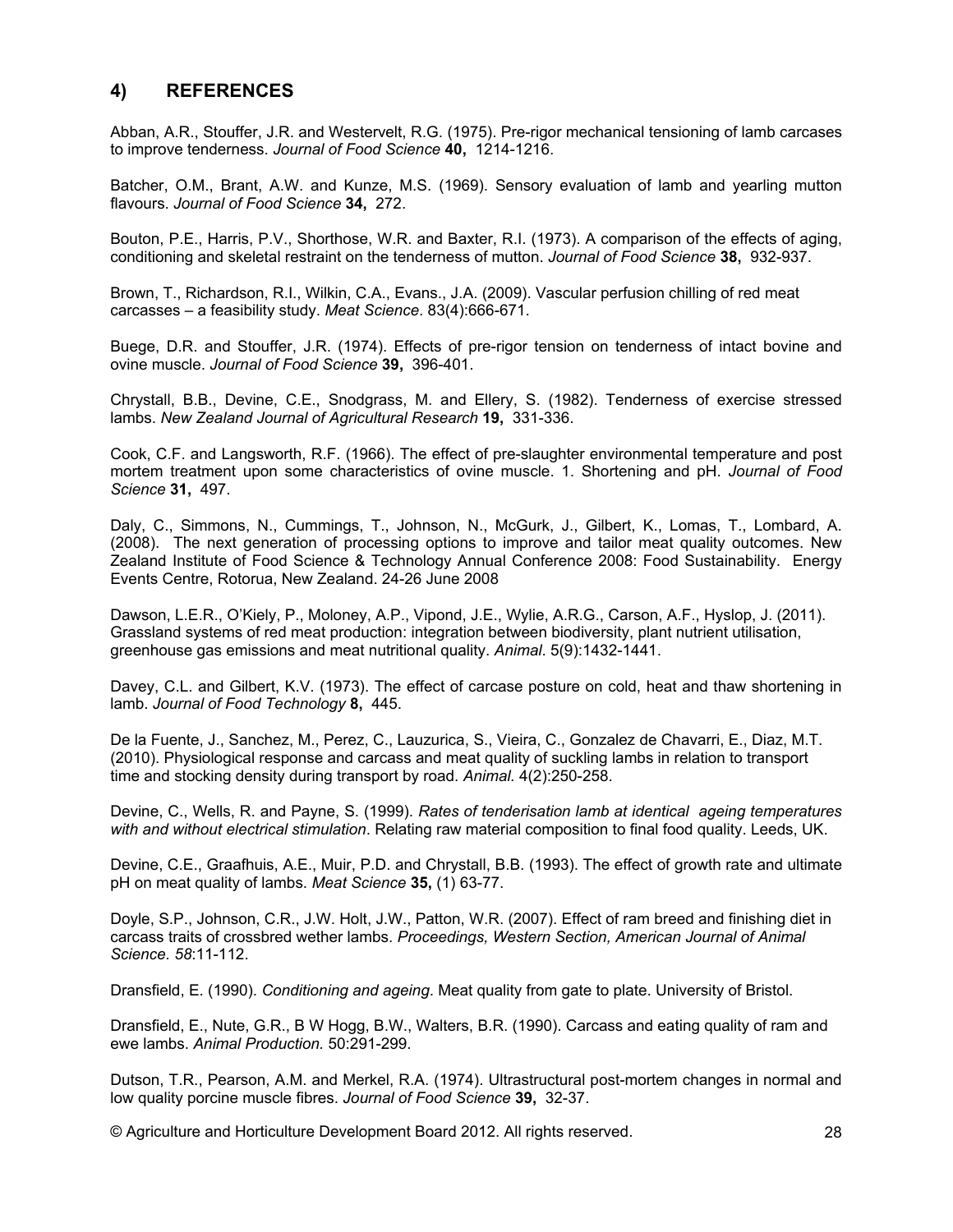## 4) REFERENCES

Abban, A.R., Stouffer, J.R. and Westervelt, R.G. (1975). Pre-rigor mechanical tensioning of lamb carcases to improve tenderness. *Journal of Food Science* **40,** 1214-1216.

Batcher, O.M., Brant, A.W. and Kunze, M.S. (1969). Sensory evaluation of lamb and yearling mutton flavours. *Journal of Food Science* **34,** 272.

Bouton, P.E., Harris, P.V., Shorthose, W.R. and Baxter, R.I. (1973). A comparison of the effects of aging, conditioning and skeletal restraint on the tenderness of mutton. *Journal of Food Science* **38,** 932-937.

Brown, T., Richardson, R.I., Wilkin, C.A., Evans., J.A. (2009). Vascular perfusion chilling of red meat carcasses – a feasibility study. *Meat Science*. 83(4):666-671.

Buege, D.R. and Stouffer, J.R. (1974). Effects of pre-rigor tension on tenderness of intact bovine and ovine muscle. *Journal of Food Science* **39,** 396-401.

Chrystall, B.B., Devine, C.E., Snodgrass, M. and Ellery, S. (1982). Tenderness of exercise stressed lambs. *New Zealand Journal of Agricultural Research* **19,** 331-336.

Cook, C.F. and Langsworth, R.F. (1966). The effect of pre-slaughter environmental temperature and post mortem treatment upon some characteristics of ovine muscle. 1. Shortening and pH. *Journal of Food Science* **31,** 497.

Daly, C., Simmons, N., Cummings, T., Johnson, N., McGurk, J., Gilbert, K., Lomas, T., Lombard, A. (2008). The next generation of processing options to improve and tailor meat quality outcomes. New Zealand Institute of Food Science & Technology Annual Conference 2008: Food Sustainability. Energy Events Centre, Rotorua, New Zealand. 24-26 June 2008

Dawson, L.E.R., O'Kiely, P., Moloney, A.P., Vipond, J.E., Wylie, A.R.G., Carson, A.F., Hyslop, J. (2011). Grassland systems of red meat production: integration between biodiversity, plant nutrient utilisation, greenhouse gas emissions and meat nutritional quality. *Animal*. 5(9):1432-1441.

Davey, C.L. and Gilbert, K.V. (1973). The effect of carcase posture on cold, heat and thaw shortening in lamb. *Journal of Food Technology* **8,** 445.

De la Fuente, J., Sanchez, M., Perez, C., Lauzurica, S., Vieira, C., Gonzalez de Chavarri, E., Diaz, M.T. (2010). Physiological response and carcass and meat quality of suckling lambs in relation to transport time and stocking density during transport by road. *Animal.* 4(2):250-258.

Devine, C., Wells, R. and Payne, S. (1999). *Rates of tenderisation lamb at identical ageing temperatures with and without electrical stimulation*. Relating raw material composition to final food quality. Leeds, UK.

Devine, C.E., Graafhuis, A.E., Muir, P.D. and Chrystall, B.B. (1993). The effect of growth rate and ultimate pH on meat quality of lambs. *Meat Science* **35,** (1) 63-77.

Doyle, S.P., Johnson, C.R., J.W. Holt, J.W., Patton, W.R. (2007). Effect of ram breed and finishing diet in carcass traits of crossbred wether lambs. *Proceedings, Western Section, American Journal of Animal Science. 58*:11-112.

Dransfield, E. (1990). *Conditioning and ageing*. Meat quality from gate to plate. University of Bristol.

Dransfield, E., Nute, G.R., B W Hogg, B.W., Walters, B.R. (1990). Carcass and eating quality of ram and ewe lambs. *Animal Production.* 50:291-299.

Dutson, T.R., Pearson, A.M. and Merkel, R.A. (1974). Ultrastructural post-mortem changes in normal and low quality porcine muscle fibres. *Journal of Food Science* **39,** 32-37.

© Agriculture and Horticulture Development Board 2012. All rights reserved.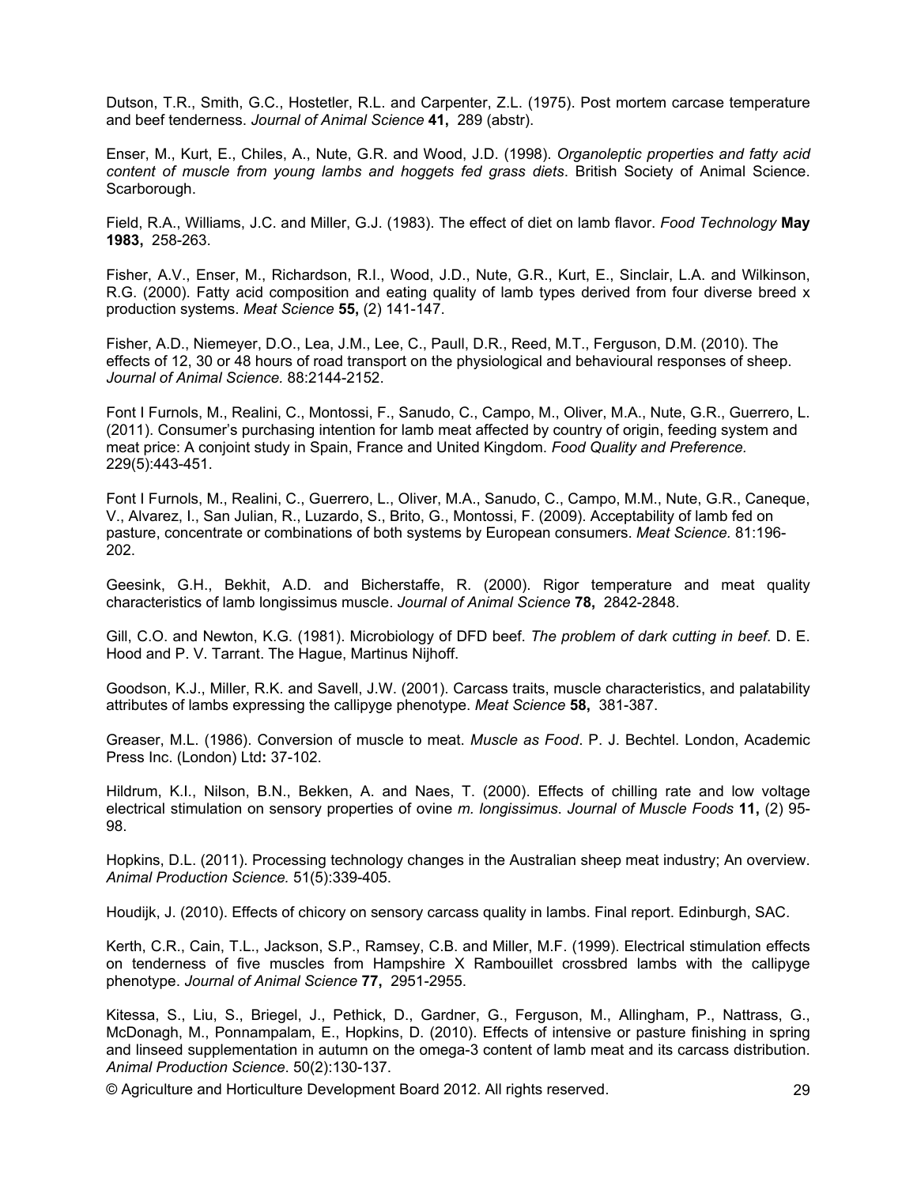Dutson, T.R., Smith, G.C., Hostetler, R.L. and Carpenter, Z.L. (1975). Post mortem carcase temperature and beef tenderness. *Journal of Animal Science* **41,** 289 (abstr).

Enser, M., Kurt, E., Chiles, A., Nute, G.R. and Wood, J.D. (1998). *Organoleptic properties and fatty acid content of muscle from young lambs and hoggets fed grass diets*. British Society of Animal Science. Scarborough.

Field, R.A., Williams, J.C. and Miller, G.J. (1983). The effect of diet on lamb flavor. *Food Technology* **May 1983,** 258-263.

Fisher, A.V., Enser, M., Richardson, R.I., Wood, J.D., Nute, G.R., Kurt, E., Sinclair, L.A. and Wilkinson, R.G. (2000). Fatty acid composition and eating quality of lamb types derived from four diverse breed x production systems. *Meat Science* **55,** (2) 141-147.

Fisher, A.D., Niemeyer, D.O., Lea, J.M., Lee, C., Paull, D.R., Reed, M.T., Ferguson, D.M. (2010). The effects of 12, 30 or 48 hours of road transport on the physiological and behavioural responses of sheep. *Journal of Animal Science.* 88:2144-2152.

Font I Furnols, M., Realini, C., Montossi, F., Sanudo, C., Campo, M., Oliver, M.A., Nute, G.R., Guerrero, L. (2011). Consumer's purchasing intention for lamb meat affected by country of origin, feeding system and meat price: A conjoint study in Spain, France and United Kingdom. *Food Quality and Preference.* 229(5):443-451.

Font I Furnols, M., Realini, C., Guerrero, L., Oliver, M.A., Sanudo, C., Campo, M.M., Nute, G.R., Caneque, V., Alvarez, I., San Julian, R., Luzardo, S., Brito, G., Montossi, F. (2009). Acceptability of lamb fed on pasture, concentrate or combinations of both systems by European consumers. *Meat Science.* 81:196-202.

Geesink, G.H., Bekhit, A.D. and Bicherstaffe, R. (2000). Rigor temperature and meat quality characteristics of lamb longissimus muscle. *Journal of Animal Science* **78,** 2842-2848.

Gill, C.O. and Newton, K.G. (1981). Microbiology of DFD beef. *The problem of dark cutting in beef*. D. E. Hood and P. V. Tarrant. The Hague, Martinus Nijhoff.

Goodson, K.J., Miller, R.K. and Savell, J.W. (2001). Carcass traits, muscle characteristics, and palatability attributes of lambs expressing the callipyge phenotype. *Meat Science* **58,** 381-387.

Greaser, M.L. (1986). Conversion of muscle to meat. *Muscle as Food*. P. J. Bechtel. London, Academic Press Inc. (London) Ltd**:** 37-102.

Hildrum, K.I., Nilson, B.N., Bekken, A. and Naes, T. (2000). Effects of chilling rate and low voltage electrical stimulation on sensory properties of ovine *m. longissimus*. *Journal of Muscle Foods* **11,** (2) 95-98.

Hopkins, D.L. (2011). Processing technology changes in the Australian sheep meat industry; An overview. *Animal Production Science.* 51(5):339-405.

Houdijk, J. (2010). Effects of chicory on sensory carcass quality in lambs. Final report. Edinburgh, SAC.

Kerth, C.R., Cain, T.L., Jackson, S.P., Ramsey, C.B. and Miller, M.F. (1999). Electrical stimulation effects on tenderness of five muscles from Hampshire X Rambouillet crossbred lambs with the callipyge phenotype. *Journal of Animal Science* **77,** 2951-2955.

Kitessa, S., Liu, S., Briegel, J., Pethick, D., Gardner, G., Ferguson, M., Allingham, P., Nattrass, G., McDonagh, M., Ponnampalam, E., Hopkins, D. (2010). Effects of intensive or pasture finishing in spring and linseed supplementation in autumn on the omega-3 content of lamb meat and its carcass distribution. *Animal Production Science*. 50(2):130-137.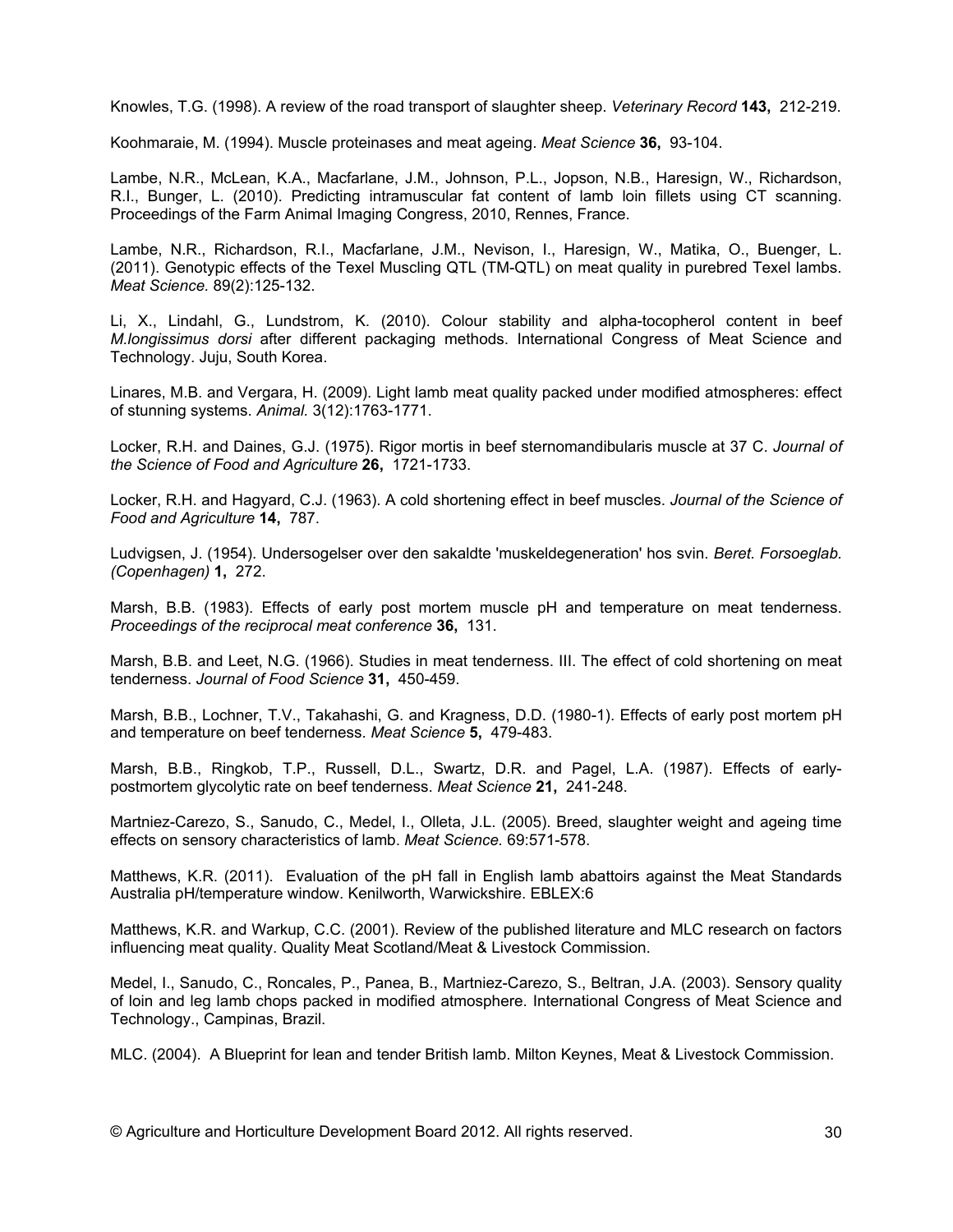Knowles, T.G. (1998). A review of the road transport of slaughter sheep. *Veterinary Record* **143,** 212-219.

Koohmaraie, M. (1994). Muscle proteinases and meat ageing. *Meat Science* **36,** 93-104.

Lambe, N.R., McLean, K.A., Macfarlane, J.M., Johnson, P.L., Jopson, N.B., Haresign, W., Richardson, R.I., Bunger, L. (2010). Predicting intramuscular fat content of lamb loin fillets using CT scanning. Proceedings of the Farm Animal Imaging Congress, 2010, Rennes, France.

Lambe, N.R., Richardson, R.I., Macfarlane, J.M., Nevison, I., Haresign, W., Matika, O., Buenger, L. (2011). Genotypic effects of the Texel Muscling QTL (TM-QTL) on meat quality in purebred Texel lambs. *Meat Science.* 89(2):125-132.

Li, X., Lindahl, G., Lundstrom, K. (2010). Colour stability and alpha-tocopherol content in beef *M.longissimus dorsi* after different packaging methods. International Congress of Meat Science and Technology. Juju, South Korea.

Linares, M.B. and Vergara, H. (2009). Light lamb meat quality packed under modified atmospheres: effect of stunning systems. *Animal.* 3(12):1763-1771.

Locker, R.H. and Daines, G.J. (1975). Rigor mortis in beef sternomandibularis muscle at 37 C. *Journal of the Science of Food and Agriculture* **26,** 1721-1733.

Locker, R.H. and Hagyard, C.J. (1963). A cold shortening effect in beef muscles. *Journal of the Science of Food and Agriculture* **14,** 787.

Ludvigsen, J. (1954). Undersogelser over den sakaldte 'muskeldegeneration' hos svin. *Beret. Forsoeglab. (Copenhagen)* **1,** 272.

Marsh, B.B. (1983). Effects of early post mortem muscle pH and temperature on meat tenderness. *Proceedings of the reciprocal meat conference* **36,** 131.

Marsh, B.B. and Leet, N.G. (1966). Studies in meat tenderness. III. The effect of cold shortening on meat tenderness. *Journal of Food Science* **31,** 450-459.

Marsh, B.B., Lochner, T.V., Takahashi, G. and Kragness, D.D. (1980-1). Effects of early post mortem pH and temperature on beef tenderness. *Meat Science* **5,** 479-483.

Marsh, B.B., Ringkob, T.P., Russell, D.L., Swartz, D.R. and Pagel, L.A. (1987). Effects of early-postmortem glycolytic rate on beef tenderness. *Meat Science* **21,** 241-248.

Martniez-Carezo, S., Sanudo, C., Medel, I., Olleta, J.L. (2005). Breed, slaughter weight and ageing time effects on sensory characteristics of lamb. *Meat Science.* 69:571-578.

Matthews, K.R. (2011). Evaluation of the pH fall in English lamb abattoirs against the Meat Standards Australia pH/temperature window. Kenilworth, Warwickshire. EBLEX:6

Matthews, K.R. and Warkup, C.C. (2001). Review of the published literature and MLC research on factors influencing meat quality. Quality Meat Scotland/Meat & Livestock Commission.

Medel, I., Sanudo, C., Roncales, P., Panea, B., Martniez-Carezo, S., Beltran, J.A. (2003). Sensory quality of loin and leg lamb chops packed in modified atmosphere. International Congress of Meat Science and Technology., Campinas, Brazil.

MLC. (2004). A Blueprint for lean and tender British lamb. Milton Keynes, Meat & Livestock Commission.

© Agriculture and Horticulture Development Board 2012. All rights reserved.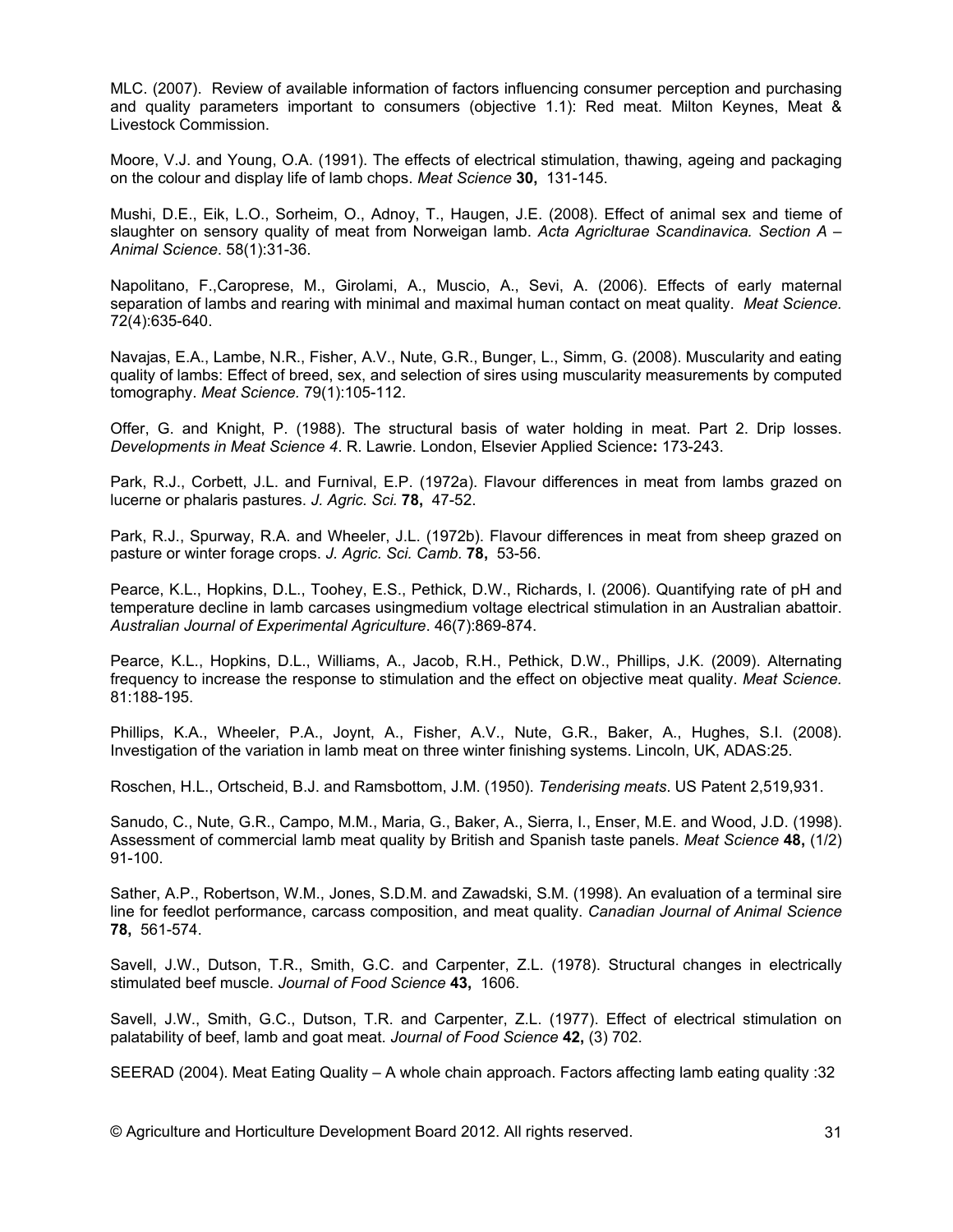MLC. (2007). Review of available information of factors influencing consumer perception and purchasing and quality parameters important to consumers (objective 1.1): Red meat. Milton Keynes, Meat & Livestock Commission.

Moore, V.J. and Young, O.A. (1991). The effects of electrical stimulation, thawing, ageing and packaging on the colour and display life of lamb chops. *Meat Science* **30,** 131-145.

Mushi, D.E., Eik, L.O., Sorheim, O., Adnoy, T., Haugen, J.E. (2008). Effect of animal sex and tieme of slaughter on sensory quality of meat from Norweigan lamb. *Acta Agricolturae Scandinavica. Section A – Animal Science*. 58(1):31-36.

Napolitano, F.,Caroprese, M., Girolami, A., Muscio, A., Sevi, A. (2006). Effects of early maternal separation of lambs and rearing with minimal and maximal human contact on meat quality. *Meat Science.* 72(4):635-640.

Navajas, E.A., Lambe, N.R., Fisher, A.V., Nute, G.R., Bunger, L., Simm, G. (2008). Muscularity and eating quality of lambs: Effect of breed, sex, and selection of sires using muscularity measurements by computed tomography. *Meat Science.* 79(1):105-112.

Offer, G. and Knight, P. (1988). The structural basis of water holding in meat. Part 2. Drip losses. *Developments in Meat Science 4*. R. Lawrie. London, Elsevier Applied Science**:** 173-243.

Park, R.J., Corbett, J.L. and Furnival, E.P. (1972a). Flavour differences in meat from lambs grazed on lucerne or phalaris pastures. *J. Agric. Sci.* **78,** 47-52.

Park, R.J., Spurway, R.A. and Wheeler, J.L. (1972b). Flavour differences in meat from sheep grazed on pasture or winter forage crops. *J. Agric. Sci. Camb.* **78,** 53-56.

Pearce, K.L., Hopkins, D.L., Toohey, E.S., Pethick, D.W., Richards, I. (2006). Quantifying rate of pH and temperature decline in lamb carcases usingmedium voltage electrical stimulation in an Australian abattoir. *Australian Journal of Experimental Agriculture*. 46(7):869-874.

Pearce, K.L., Hopkins, D.L., Williams, A., Jacob, R.H., Pethick, D.W., Phillips, J.K. (2009). Alternating frequency to increase the response to stimulation and the effect on objective meat quality. *Meat Science.* 81:188-195.

Phillips, K.A., Wheeler, P.A., Joynt, A., Fisher, A.V., Nute, G.R., Baker, A., Hughes, S.I. (2008). Investigation of the variation in lamb meat on three winter finishing systems. Lincoln, UK, ADAS:25.

Roschen, H.L., Ortscheid, B.J. and Ramsbottom, J.M. (1950). *Tenderising meats*. US Patent 2,519,931.

Sanudo, C., Nute, G.R., Campo, M.M., Maria, G., Baker, A., Sierra, I., Enser, M.E. and Wood, J.D. (1998). Assessment of commercial lamb meat quality by British and Spanish taste panels. *Meat Science* **48,** (1/2) 91-100.

Sather, A.P., Robertson, W.M., Jones, S.D.M. and Zawadski, S.M. (1998). An evaluation of a terminal sire line for feedlot performance, carcass composition, and meat quality. *Canadian Journal of Animal Science* **78,** 561-574.

Savell, J.W., Dutson, T.R., Smith, G.C. and Carpenter, Z.L. (1978). Structural changes in electrically stimulated beef muscle. *Journal of Food Science* **43,** 1606.

Savell, J.W., Smith, G.C., Dutson, T.R. and Carpenter, Z.L. (1977). Effect of electrical stimulation on palatability of beef, lamb and goat meat. *Journal of Food Science* **42,** (3) 702.

SEERAD (2004). Meat Eating Quality – A whole chain approach. Factors affecting lamb eating quality :32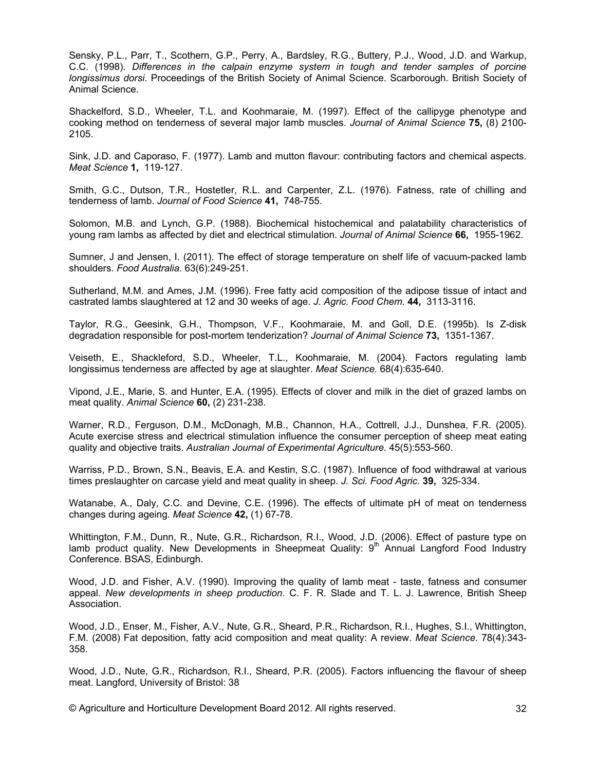Sensky, P.L., Parr, T., Scothern, G.P., Perry, A., Bardsley, R.G., Buttery, P.J., Wood, J.D. and Warkup, C.C. (1998). *Differences in the calpain enzyme system in tough and tender samples of porcine longissimus dorsi*. Proceedings of the British Society of Animal Science. Scarborough. British Society of Animal Science.

Shackelford, S.D., Wheeler, T.L. and Koohmaraie, M. (1997). Effect of the callipyge phenotype and cooking method on tenderness of several major lamb muscles. *Journal of Animal Science* **75,** (8) 2100-2105.

Sink, J.D. and Caporaso, F. (1977). Lamb and mutton flavour: contributing factors and chemical aspects. *Meat Science* **1,** 119-127.

Smith, G.C., Dutson, T.R., Hostetler, R.L. and Carpenter, Z.L. (1976). Fatness, rate of chilling and tenderness of lamb. *Journal of Food Science* **41,** 748-755.

Solomon, M.B. and Lynch, G.P. (1988). Biochemical histochemical and palatability characteristics of young ram lambs as affected by diet and electrical stimulation. *Journal of Animal Science* **66,** 1955-1962.

Sumner, J and Jensen, I. (2011). The effect of storage temperature on shelf life of vacuum-packed lamb shoulders. *Food Australia*. 63(6):249-251.

Sutherland, M.M. and Ames, J.M. (1996). Free fatty acid composition of the adipose tissue of intact and castrated lambs slaughtered at 12 and 30 weeks of age. *J. Agric. Food Chem.* **44,** 3113-3116.

Taylor, R.G., Geesink, G.H., Thompson, V.F., Koohmaraie, M. and Goll, D.E. (1995b). Is Z-disk degradation responsible for post-mortem tenderization? *Journal of Animal Science* **73,** 1351-1367.

Veiseth, E., Shackleford, S.D., Wheeler, T.L., Koohmaraie, M. (2004). Factors regulating lamb longissimus tenderness are affected by age at slaughter. *Meat Science.* 68(4):635-640.

Vipond, J.E., Marie, S. and Hunter, E.A. (1995). Effects of clover and milk in the diet of grazed lambs on meat quality. *Animal Science* **60,** (2) 231-238.

Warner, R.D., Ferguson, D.M., McDonagh, M.B., Channon, H.A., Cottrell, J.J., Dunshea, F.R. (2005). Acute exercise stress and electrical stimulation influence the consumer perception of sheep meat eating quality and objective traits. *Australian Journal of Experimental Agriculture.* 45(5):553-560.

Warriss, P.D., Brown, S.N., Beavis, E.A. and Kestin, S.C. (1987). Influence of food withdrawal at various times preslaughter on carcase yield and meat quality in sheep. *J. Sci. Food Agric.* **39,** 325-334.

Watanabe, A., Daly, C.C. and Devine, C.E. (1996). The effects of ultimate pH of meat on tenderness changes during ageing. *Meat Science* **42,** (1) 67-78.

Whittington, F.M., Dunn, R., Nute, G.R., Richardson, R.I., Wood, J.D. (2006). Effect of pasture type on lamb product quality. New Developments in Sheepmeat Quality: 9th Annual Langford Food Industry Conference. BSAS, Edinburgh.

Wood, J.D. and Fisher, A.V. (1990). Improving the quality of lamb meat - taste, fatness and consumer appeal. *New developments in sheep production*. C. F. R. Slade and T. L. J. Lawrence, British Sheep Association.

Wood, J.D., Enser, M., Fisher, A.V., Nute, G.R., Sheard, P.R., Richardson, R.I., Hughes, S.I., Whittington, F.M. (2008) Fat deposition, fatty acid composition and meat quality: A review. *Meat Science.* 78(4):343-358.

Wood, J.D., Nute, G.R., Richardson, R.I., Sheard, P.R. (2005). Factors influencing the flavour of sheep meat. Langford, University of Bristol: 38

© Agriculture and Horticulture Development Board 2012. All rights reserved.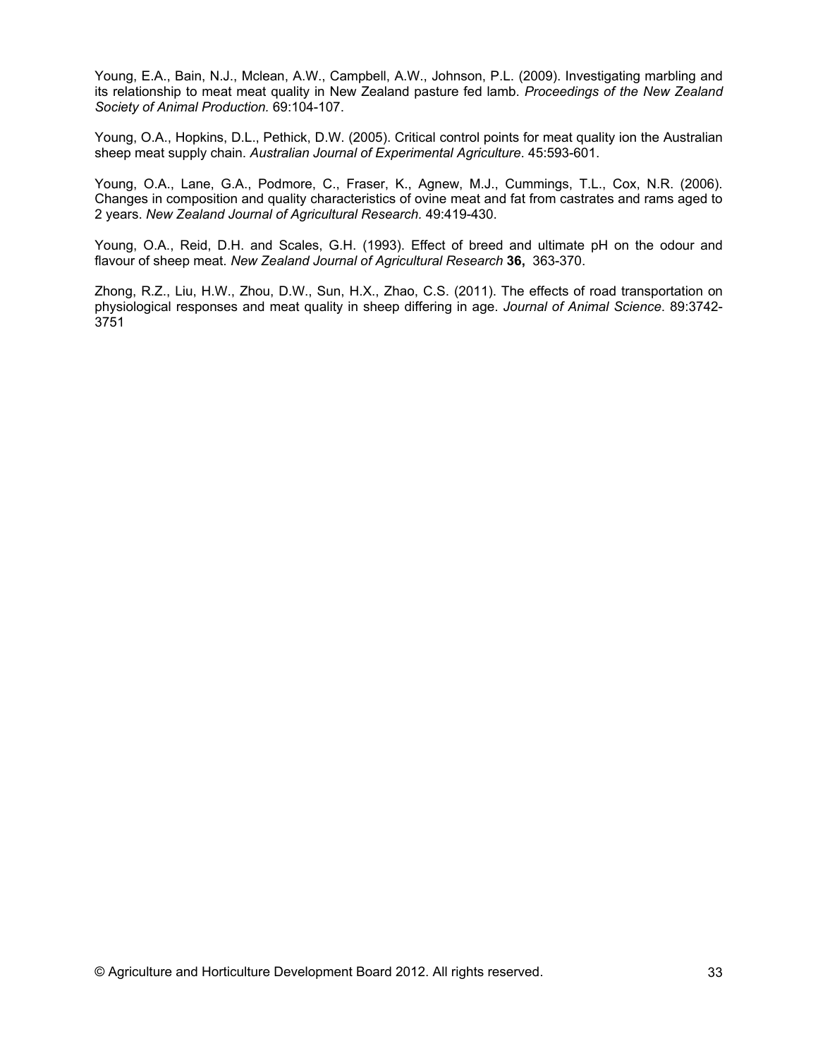Young, E.A., Bain, N.J., Mclean, A.W., Campbell, A.W., Johnson, P.L. (2009). Investigating marbling and its relationship to meat meat quality in New Zealand pasture fed lamb. *Proceedings of the New Zealand Society of Animal Production.* 69:104-107.

Young, O.A., Hopkins, D.L., Pethick, D.W. (2005). Critical control points for meat quality ion the Australian sheep meat supply chain. *Australian Journal of Experimental Agriculture*. 45:593-601.

Young, O.A., Lane, G.A., Podmore, C., Fraser, K., Agnew, M.J., Cummings, T.L., Cox, N.R. (2006). Changes in composition and quality characteristics of ovine meat and fat from castrates and rams aged to 2 years. *New Zealand Journal of Agricultural Research.* 49:419-430.

Young, O.A., Reid, D.H. and Scales, G.H. (1993). Effect of breed and ultimate pH on the odour and flavour of sheep meat. *New Zealand Journal of Agricultural Research* **36,** 363-370.

Zhong, R.Z., Liu, H.W., Zhou, D.W., Sun, H.X., Zhao, C.S. (2011). The effects of road transportation on physiological responses and meat quality in sheep differing in age. *Journal of Animal Science*. 89:3742-3751

© Agriculture and Horticulture Development Board 2012. All rights reserved.